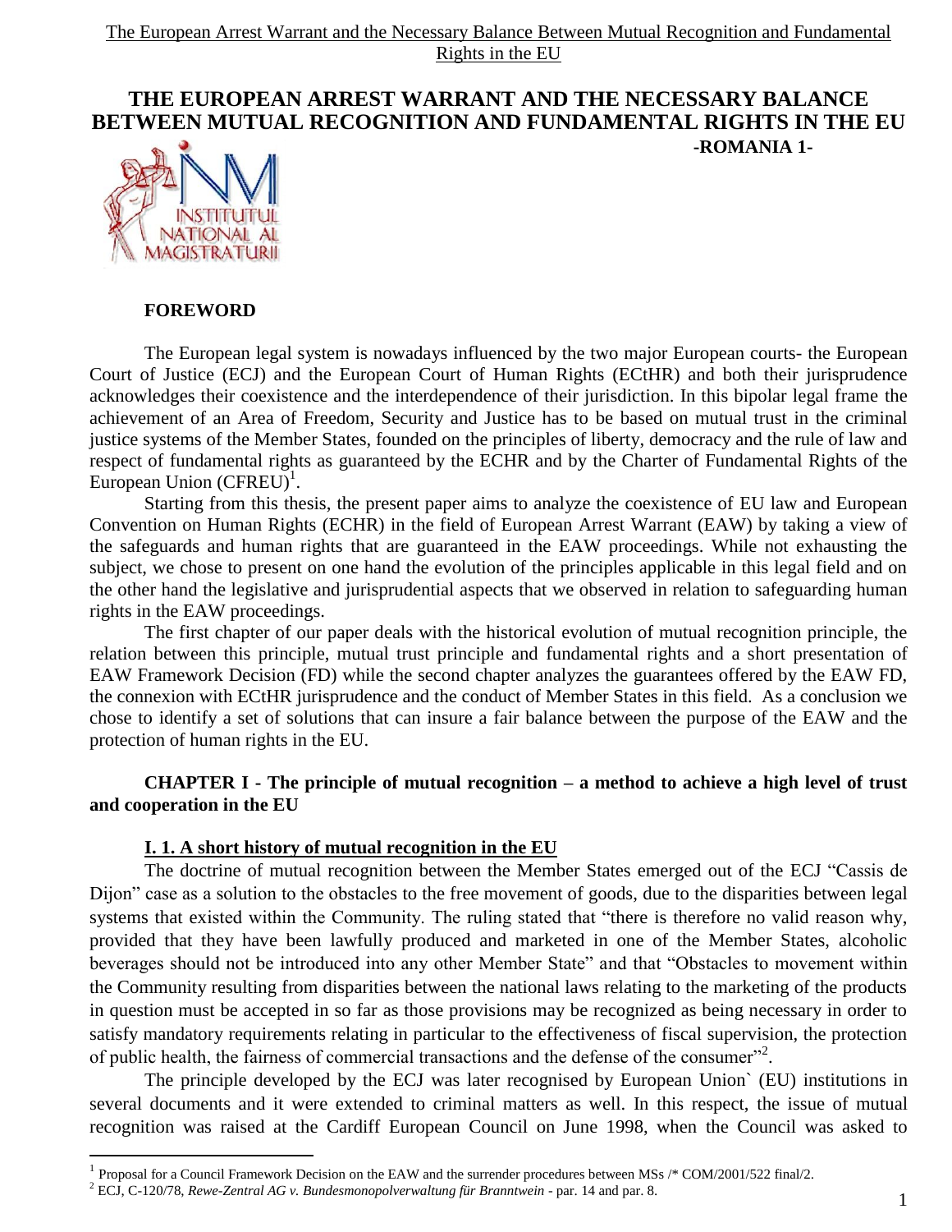# THE EUROPEAN ARREST WARRANT AND THE NECESSARY BALANCE BETWEEN MUTUAL RECOGNITION AND FUNDAMENTAL RIGHTS IN THE EU

**-ROMANIA 1-**

## FOREWORD

The European legal system is nowadays influenced by the two major European courts- the European Court of Justice (ECJ) and the European Court of Human Rights (ECtHR) and both their jurisprudence acknowledges their coexistence and the interdependence of their jurisdiction. In this bipolar legal frame the achievement of an Area of Freedom, Security and Justice has to be based on mutual trust in the criminal justice systems of the Member States, founded on the principles of liberty, democracy and the rule of law and respect of fundamental rights as guaranteed by the ECHR and by the Charter of Fundamental Rights of the European Union (CFREU)[1].

Starting from this thesis, the present paper aims to analyze the coexistence of EU law and European Convention on Human Rights (ECHR) in the field of European Arrest Warrant (EAW) by taking a view of the safeguards and human rights that are guaranteed in the EAW proceedings. While not exhausting the subject, we chose to present on one hand the evolution of the principles applicable in this legal field and on the other hand the legislative and jurisprudential aspects that we observed in relation to safeguarding human rights in the EAW proceedings.

The first chapter of our paper deals with the historical evolution of mutual recognition principle, the relation between this principle, mutual trust principle and fundamental rights and a short presentation of EAW Framework Decision (FD) while the second chapter analyzes the guarantees offered by the EAW FD, the connexion with ECtHR jurisprudence and the conduct of Member States in this field. As a conclusion we chose to identify a set of solutions that can insure a fair balance between the purpose of the EAW and the protection of human rights in the EU.

## CHAPTER I - The principle of mutual recognition – a method to achieve a high level of trust and cooperation in the EU

### I. 1. A short history of mutual recognition in the EU

The doctrine of mutual recognition between the Member States emerged out of the ECJ "Cassis de Dijon" case as a solution to the obstacles to the free movement of goods, due to the disparities between legal systems that existed within the Community. The ruling stated that "there is therefore no valid reason why, provided that they have been lawfully produced and marketed in one of the Member States, alcoholic beverages should not be introduced into any other Member State" and that "Obstacles to movement within the Community resulting from disparities between the national laws relating to the marketing of the products in question must be accepted in so far as those provisions may be recognized as being necessary in order to satisfy mandatory requirements relating in particular to the effectiveness of fiscal supervision, the protection of public health, the fairness of commercial transactions and the defense of the consumer"[2].

The principle developed by the ECJ was later recognised by European Union` (EU) institutions in several documents and it were extended to criminal matters as well. In this respect, the issue of mutual recognition was raised at the Cardiff European Council on June 1998, when the Council was asked to

---

[1] Proposal for a Council Framework Decision on the EAW and the surrender procedures between MSs /* COM/2001/522 final/2.

[2] ECJ, C-120/78, *Rewe-Zentral AG v. Bundesmonopolverwaltung für Branntwein* - par. 14 and par. 8.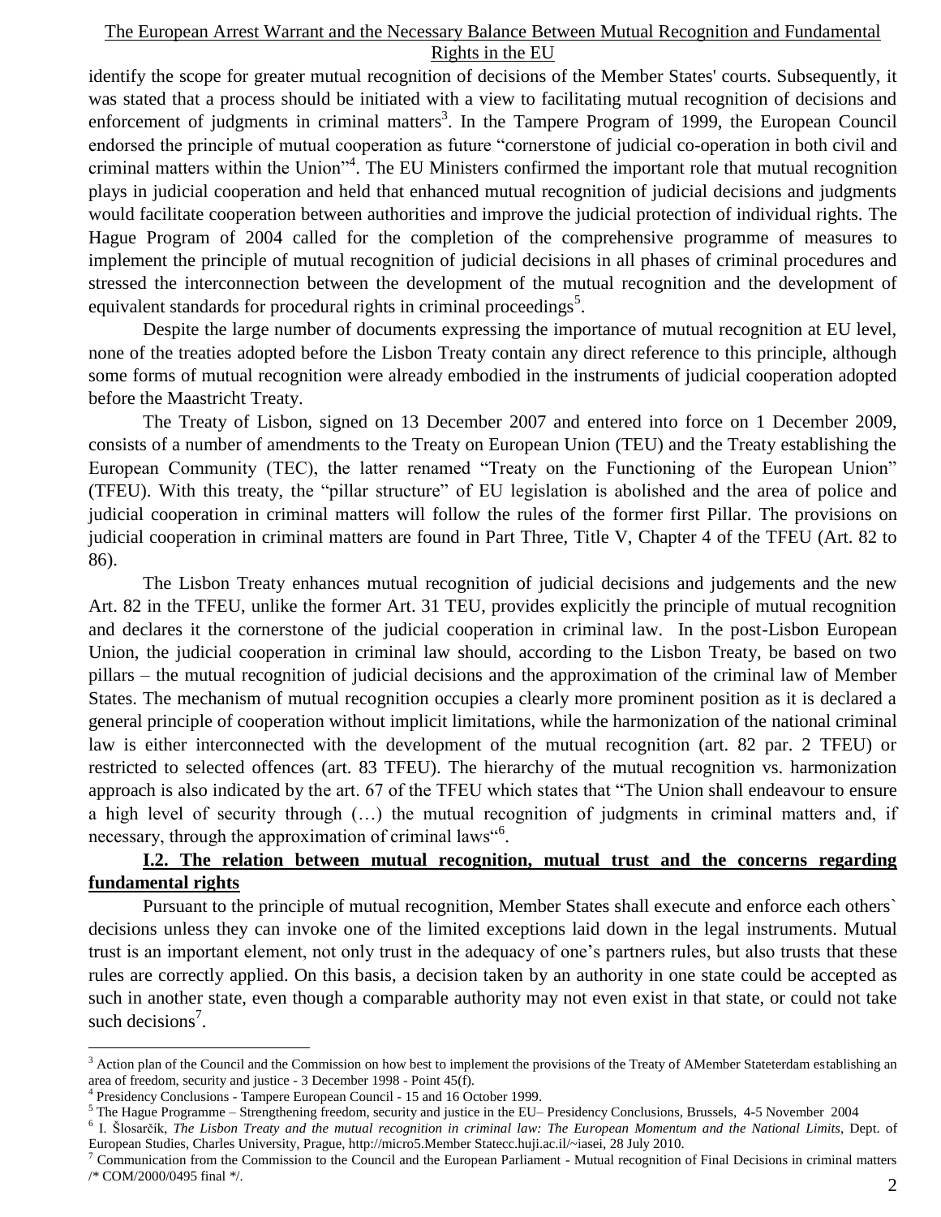identify the scope for greater mutual recognition of decisions of the Member States' courts. Subsequently, it was stated that a process should be initiated with a view to facilitating mutual recognition of decisions and enforcement of judgments in criminal matters[3]. In the Tampere Program of 1999, the European Council endorsed the principle of mutual cooperation as future "cornerstone of judicial co-operation in both civil and criminal matters within the Union"[4]. The EU Ministers confirmed the important role that mutual recognition plays in judicial cooperation and held that enhanced mutual recognition of judicial decisions and judgments would facilitate cooperation between authorities and improve the judicial protection of individual rights. The Hague Program of 2004 called for the completion of the comprehensive programme of measures to implement the principle of mutual recognition of judicial decisions in all phases of criminal procedures and stressed the interconnection between the development of the mutual recognition and the development of equivalent standards for procedural rights in criminal proceedings[5].

Despite the large number of documents expressing the importance of mutual recognition at EU level, none of the treaties adopted before the Lisbon Treaty contain any direct reference to this principle, although some forms of mutual recognition were already embodied in the instruments of judicial cooperation adopted before the Maastricht Treaty.

The Treaty of Lisbon, signed on 13 December 2007 and entered into force on 1 December 2009, consists of a number of amendments to the Treaty on European Union (TEU) and the Treaty establishing the European Community (TEC), the latter renamed "Treaty on the Functioning of the European Union" (TFEU). With this treaty, the "pillar structure" of EU legislation is abolished and the area of police and judicial cooperation in criminal matters will follow the rules of the former first Pillar. The provisions on judicial cooperation in criminal matters are found in Part Three, Title V, Chapter 4 of the TFEU (Art. 82 to 86).

The Lisbon Treaty enhances mutual recognition of judicial decisions and judgements and the new Art. 82 in the TFEU, unlike the former Art. 31 TEU, provides explicitly the principle of mutual recognition and declares it the cornerstone of the judicial cooperation in criminal law. In the post-Lisbon European Union, the judicial cooperation in criminal law should, according to the Lisbon Treaty, be based on two pillars – the mutual recognition of judicial decisions and the approximation of the criminal law of Member States. The mechanism of mutual recognition occupies a clearly more prominent position as it is declared a general principle of cooperation without implicit limitations, while the harmonization of the national criminal law is either interconnected with the development of the mutual recognition (art. 82 par. 2 TFEU) or restricted to selected offences (art. 83 TFEU). The hierarchy of the mutual recognition vs. harmonization approach is also indicated by the art. 67 of the TFEU which states that "The Union shall endeavour to ensure a high level of security through (…) the mutual recognition of judgments in criminal matters and, if necessary, through the approximation of criminal laws"[6].

### I.2. The relation between mutual recognition, mutual trust and the concerns regarding fundamental rights

Pursuant to the principle of mutual recognition, Member States shall execute and enforce each others` decisions unless they can invoke one of the limited exceptions laid down in the legal instruments. Mutual trust is an important element, not only trust in the adequacy of one's partners rules, but also trusts that these rules are correctly applied. On this basis, a decision taken by an authority in one state could be accepted as such in another state, even though a comparable authority may not even exist in that state, or could not take such decisions[7].

---

[3] Action plan of the Council and the Commission on how best to implement the provisions of the Treaty of AMember Stateterdam establishing an area of freedom, security and justice - 3 December 1998 - Point 45(f).

[4] Presidency Conclusions - Tampere European Council - 15 and 16 October 1999.

[5] The Hague Programme – Strengthening freedom, security and justice in the EU– Presidency Conclusions, Brussels, 4-5 November 2004

[6] I. Šlosarčík, *The Lisbon Treaty and the mutual recognition in criminal law: The European Momentum and the National Limits*, Dept. of European Studies, Charles University, Prague, http://micro5.Member Statecc.huji.ac.il/~iasei, 28 July 2010.

[7] Communication from the Commission to the Council and the European Parliament - Mutual recognition of Final Decisions in criminal matters /* COM/2000/0495 final */.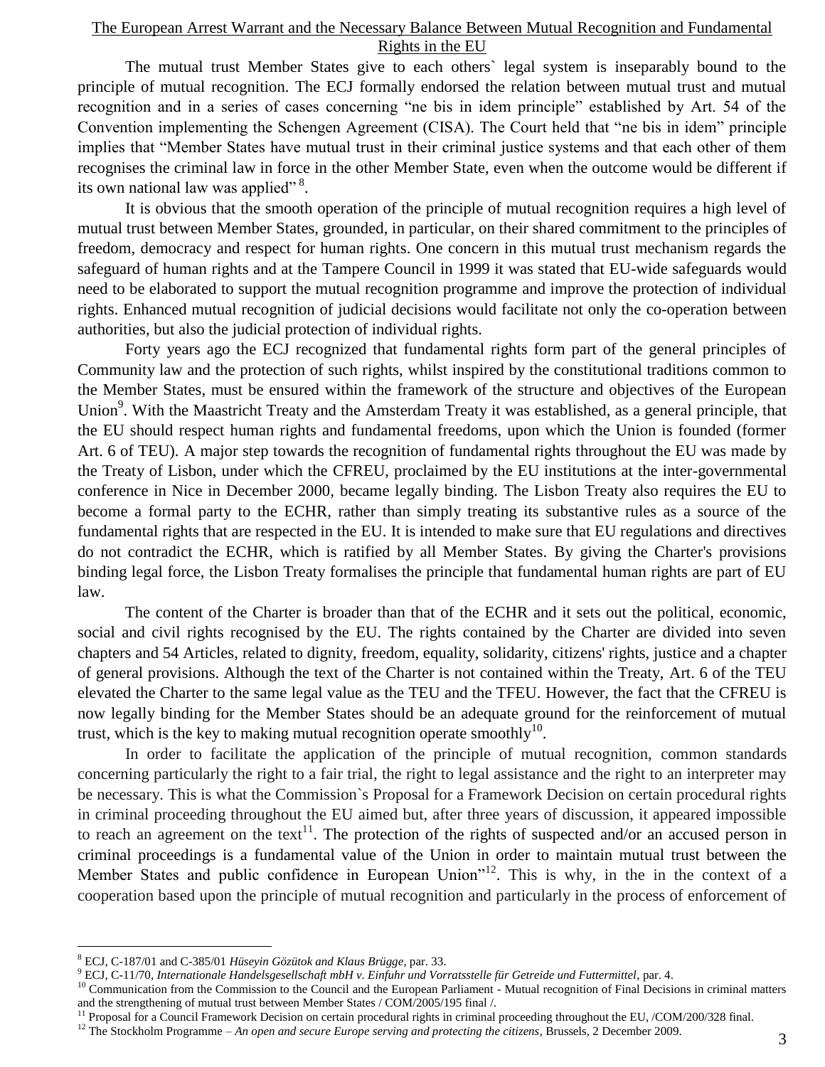The mutual trust Member States give to each others` legal system is inseparably bound to the principle of mutual recognition. The ECJ formally endorsed the relation between mutual trust and mutual recognition and in a series of cases concerning "ne bis in idem principle" established by Art. 54 of the Convention implementing the Schengen Agreement (CISA). The Court held that "ne bis in idem" principle implies that "Member States have mutual trust in their criminal justice systems and that each other of them recognises the criminal law in force in the other Member State, even when the outcome would be different if its own national law was applied" [8].

It is obvious that the smooth operation of the principle of mutual recognition requires a high level of mutual trust between Member States, grounded, in particular, on their shared commitment to the principles of freedom, democracy and respect for human rights. One concern in this mutual trust mechanism regards the safeguard of human rights and at the Tampere Council in 1999 it was stated that EU-wide safeguards would need to be elaborated to support the mutual recognition programme and improve the protection of individual rights. Enhanced mutual recognition of judicial decisions would facilitate not only the co-operation between authorities, but also the judicial protection of individual rights.

Forty years ago the ECJ recognized that fundamental rights form part of the general principles of Community law and the protection of such rights, whilst inspired by the constitutional traditions common to the Member States, must be ensured within the framework of the structure and objectives of the European Union[9]. With the Maastricht Treaty and the Amsterdam Treaty it was established, as a general principle, that the EU should respect human rights and fundamental freedoms, upon which the Union is founded (former Art. 6 of TEU). A major step towards the recognition of fundamental rights throughout the EU was made by the Treaty of Lisbon, under which the CFREU, proclaimed by the EU institutions at the inter-governmental conference in Nice in December 2000, became legally binding. The Lisbon Treaty also requires the EU to become a formal party to the ECHR, rather than simply treating its substantive rules as a source of the fundamental rights that are respected in the EU. It is intended to make sure that EU regulations and directives do not contradict the ECHR, which is ratified by all Member States. By giving the Charter's provisions binding legal force, the Lisbon Treaty formalises the principle that fundamental human rights are part of EU law.

The content of the Charter is broader than that of the ECHR and it sets out the political, economic, social and civil rights recognised by the EU. The rights contained by the Charter are divided into seven chapters and 54 Articles, related to dignity, freedom, equality, solidarity, citizens' rights, justice and a chapter of general provisions. Although the text of the Charter is not contained within the Treaty, Art. 6 of the TEU elevated the Charter to the same legal value as the TEU and the TFEU. However, the fact that the CFREU is now legally binding for the Member States should be an adequate ground for the reinforcement of mutual trust, which is the key to making mutual recognition operate smoothly[10].

In order to facilitate the application of the principle of mutual recognition, common standards concerning particularly the right to a fair trial, the right to legal assistance and the right to an interpreter may be necessary. This is what the Commission`s Proposal for a Framework Decision on certain procedural rights in criminal proceeding throughout the EU aimed but, after three years of discussion, it appeared impossible to reach an agreement on the text[11]. The protection of the rights of suspected and/or an accused person in criminal proceedings is a fundamental value of the Union in order to maintain mutual trust between the Member States and public confidence in European Union"[12]. This is why, in the in the context of a cooperation based upon the principle of mutual recognition and particularly in the process of enforcement of

---

[8] ECJ, C-187/01 and C-385/01 *Hüseyin Gözütok and Klaus Brügge*, par. 33.

[9] ECJ, C-11/70, *Internationale Handelsgesellschaft mbH v. Einfuhr und Vorratsstelle für Getreide und Futtermittel*, par. 4.

[10] Communication from the Commission to the Council and the European Parliament - Mutual recognition of Final Decisions in criminal matters and the strengthening of mutual trust between Member States / COM/2005/195 final /.

[11] Proposal for a Council Framework Decision on certain procedural rights in criminal proceeding throughout the EU, /COM/200/328 final.

[12] The Stockholm Programme – *An open and secure Europe serving and protecting the citizens*, Brussels, 2 December 2009.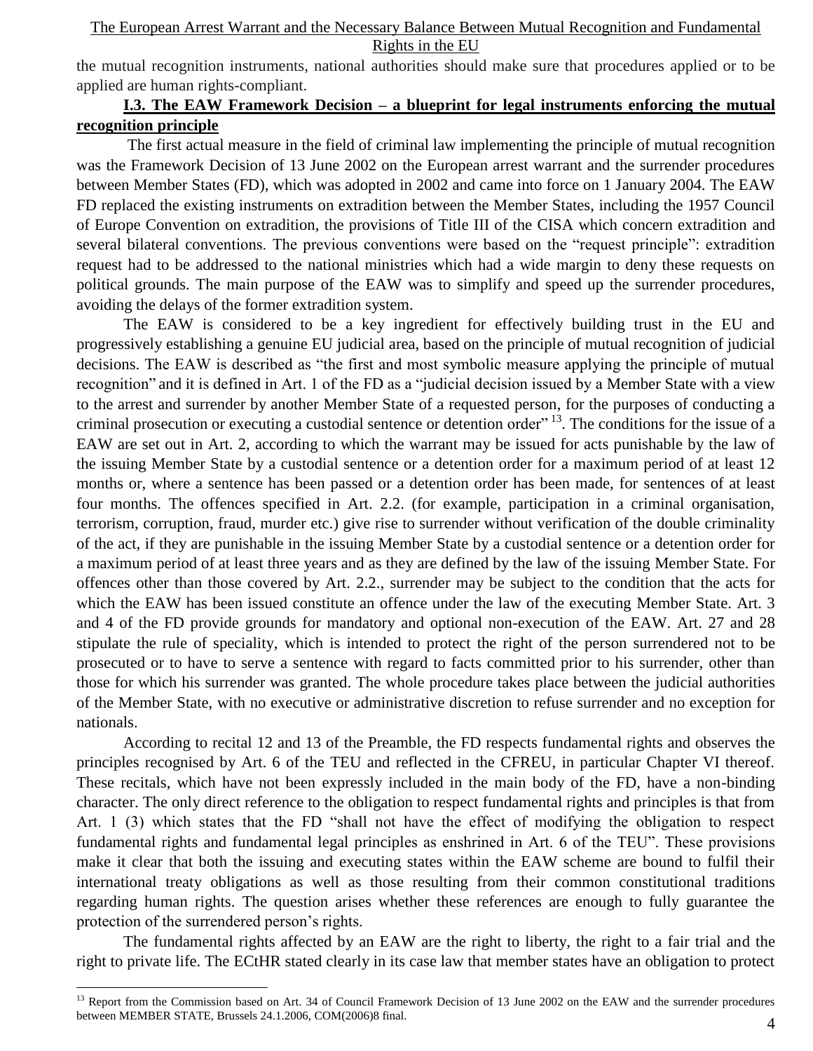the mutual recognition instruments, national authorities should make sure that procedures applied or to be applied are human rights-compliant.

### I.3. The EAW Framework Decision – a blueprint for legal instruments enforcing the mutual recognition principle

The first actual measure in the field of criminal law implementing the principle of mutual recognition was the Framework Decision of 13 June 2002 on the European arrest warrant and the surrender procedures between Member States (FD), which was adopted in 2002 and came into force on 1 January 2004. The EAW FD replaced the existing instruments on extradition between the Member States, including the 1957 Council of Europe Convention on extradition, the provisions of Title III of the CISA which concern extradition and several bilateral conventions. The previous conventions were based on the "request principle": extradition request had to be addressed to the national ministries which had a wide margin to deny these requests on political grounds. The main purpose of the EAW was to simplify and speed up the surrender procedures, avoiding the delays of the former extradition system.

The EAW is considered to be a key ingredient for effectively building trust in the EU and progressively establishing a genuine EU judicial area, based on the principle of mutual recognition of judicial decisions. The EAW is described as "the first and most symbolic measure applying the principle of mutual recognition" and it is defined in Art. 1 of the FD as a "judicial decision issued by a Member State with a view to the arrest and surrender by another Member State of a requested person, for the purposes of conducting a criminal prosecution or executing a custodial sentence or detention order"[13]. The conditions for the issue of a EAW are set out in Art. 2, according to which the warrant may be issued for acts punishable by the law of the issuing Member State by a custodial sentence or a detention order for a maximum period of at least 12 months or, where a sentence has been passed or a detention order has been made, for sentences of at least four months. The offences specified in Art. 2.2. (for example, participation in a criminal organisation, terrorism, corruption, fraud, murder etc.) give rise to surrender without verification of the double criminality of the act, if they are punishable in the issuing Member State by a custodial sentence or a detention order for a maximum period of at least three years and as they are defined by the law of the issuing Member State. For offences other than those covered by Art. 2.2., surrender may be subject to the condition that the acts for which the EAW has been issued constitute an offence under the law of the executing Member State. Art. 3 and 4 of the FD provide grounds for mandatory and optional non-execution of the EAW. Art. 27 and 28 stipulate the rule of speciality, which is intended to protect the right of the person surrendered not to be prosecuted or to have to serve a sentence with regard to facts committed prior to his surrender, other than those for which his surrender was granted. The whole procedure takes place between the judicial authorities of the Member State, with no executive or administrative discretion to refuse surrender and no exception for nationals.

According to recital 12 and 13 of the Preamble, the FD respects fundamental rights and observes the principles recognised by Art. 6 of the TEU and reflected in the CFREU, in particular Chapter VI thereof. These recitals, which have not been expressly included in the main body of the FD, have a non-binding character. The only direct reference to the obligation to respect fundamental rights and principles is that from Art. 1 (3) which states that the FD "shall not have the effect of modifying the obligation to respect fundamental rights and fundamental legal principles as enshrined in Art. 6 of the TEU". These provisions make it clear that both the issuing and executing states within the EAW scheme are bound to fulfil their international treaty obligations as well as those resulting from their common constitutional traditions regarding human rights. The question arises whether these references are enough to fully guarantee the protection of the surrendered person's rights.

The fundamental rights affected by an EAW are the right to liberty, the right to a fair trial and the right to private life. The ECtHR stated clearly in its case law that member states have an obligation to protect

---

[13] Report from the Commission based on Art. 34 of Council Framework Decision of 13 June 2002 on the EAW and the surrender procedures between MEMBER STATE, Brussels 24.1.2006, COM(2006)8 final.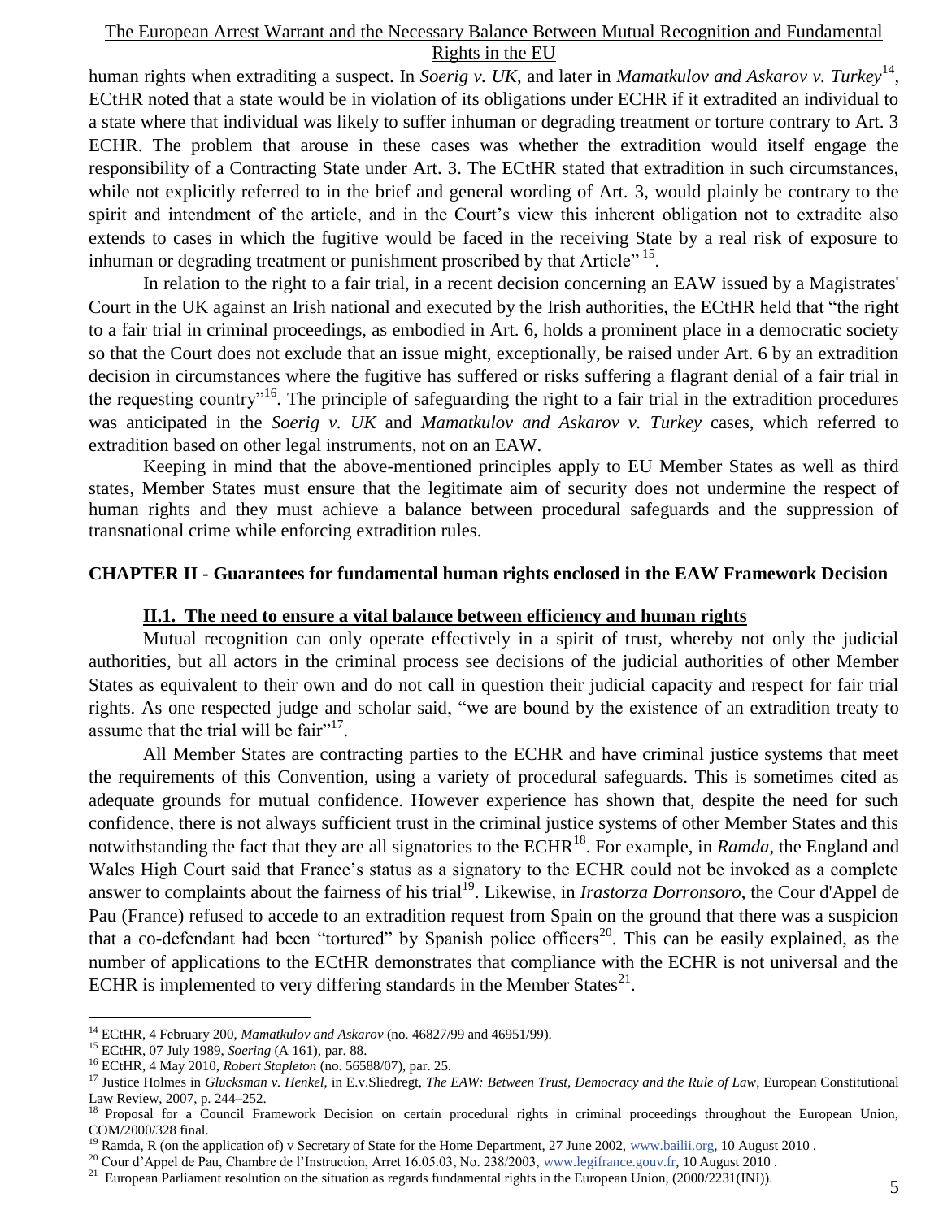human rights when extraditing a suspect. In *Soerig v. UK*, and later in *Mamatkulov and Askarov v. Turkey*[14], ECtHR noted that a state would be in violation of its obligations under ECHR if it extradited an individual to a state where that individual was likely to suffer inhuman or degrading treatment or torture contrary to Art. 3 ECHR. The problem that arouse in these cases was whether the extradition would itself engage the responsibility of a Contracting State under Art. 3. The ECtHR stated that extradition in such circumstances, while not explicitly referred to in the brief and general wording of Art. 3, would plainly be contrary to the spirit and intendment of the article, and in the Court's view this inherent obligation not to extradite also extends to cases in which the fugitive would be faced in the receiving State by a real risk of exposure to inhuman or degrading treatment or punishment proscribed by that Article"[15].

In relation to the right to a fair trial, in a recent decision concerning an EAW issued by a Magistrates' Court in the UK against an Irish national and executed by the Irish authorities, the ECtHR held that "the right to a fair trial in criminal proceedings, as embodied in Art. 6, holds a prominent place in a democratic society so that the Court does not exclude that an issue might, exceptionally, be raised under Art. 6 by an extradition decision in circumstances where the fugitive has suffered or risks suffering a flagrant denial of a fair trial in the requesting country"[16]. The principle of safeguarding the right to a fair trial in the extradition procedures was anticipated in the *Soerig v. UK* and *Mamatkulov and Askarov v. Turkey* cases, which referred to extradition based on other legal instruments, not on an EAW.

Keeping in mind that the above-mentioned principles apply to EU Member States as well as third states, Member States must ensure that the legitimate aim of security does not undermine the respect of human rights and they must achieve a balance between procedural safeguards and the suppression of transnational crime while enforcing extradition rules.

## CHAPTER II - Guarantees for fundamental human rights enclosed in the EAW Framework Decision

### II.1. The need to ensure a vital balance between efficiency and human rights

Mutual recognition can only operate effectively in a spirit of trust, whereby not only the judicial authorities, but all actors in the criminal process see decisions of the judicial authorities of other Member States as equivalent to their own and do not call in question their judicial capacity and respect for fair trial rights. As one respected judge and scholar said, "we are bound by the existence of an extradition treaty to assume that the trial will be fair"[17].

All Member States are contracting parties to the ECHR and have criminal justice systems that meet the requirements of this Convention, using a variety of procedural safeguards. This is sometimes cited as adequate grounds for mutual confidence. However experience has shown that, despite the need for such confidence, there is not always sufficient trust in the criminal justice systems of other Member States and this notwithstanding the fact that they are all signatories to the ECHR[18]. For example, in *Ramda*, the England and Wales High Court said that France's status as a signatory to the ECHR could not be invoked as a complete answer to complaints about the fairness of his trial[19]. Likewise, in *Irastorza Dorronsoro*, the Cour d'Appel de Pau (France) refused to accede to an extradition request from Spain on the ground that there was a suspicion that a co-defendant had been "tortured" by Spanish police officers[20]. This can be easily explained, as the number of applications to the ECtHR demonstrates that compliance with the ECHR is not universal and the ECHR is implemented to very differing standards in the Member States[21].

---

[14] ECtHR, 4 February 200, *Mamatkulov and Askarov* (no. 46827/99 and 46951/99).

[15] ECtHR, 07 July 1989, *Soering* (A 161), par. 88.

[16] ECtHR, 4 May 2010, *Robert Stapleton* (no. 56588/07), par. 25.

[17] Justice Holmes in *Glucksman v. Henkel*, in E.v.Sliedregt, *The EAW: Between Trust, Democracy and the Rule of Law*, European Constitutional Law Review, 2007, p. 244–252.

[18] Proposal for a Council Framework Decision on certain procedural rights in criminal proceedings throughout the European Union, COM/2000/328 final.

[19] Ramda, R (on the application of) v Secretary of State for the Home Department, 27 June 2002, www.bailii.org, 10 August 2010 .

[20] Cour d'Appel de Pau, Chambre de l'Instruction, Arret 16.05.03, No. 238/2003, www.legifrance.gouv.fr, 10 August 2010 .

[21] European Parliament resolution on the situation as regards fundamental rights in the European Union, (2000/2231(INI)).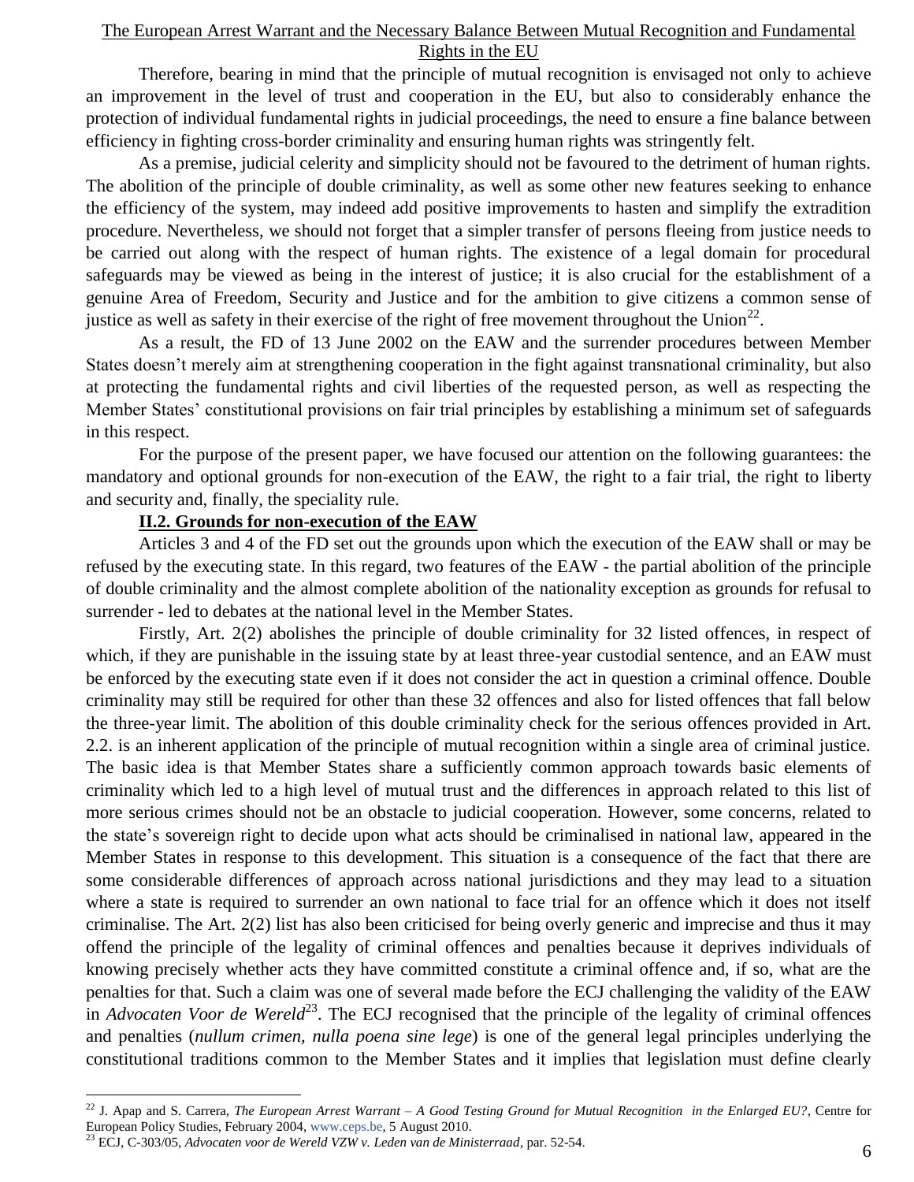Therefore, bearing in mind that the principle of mutual recognition is envisaged not only to achieve an improvement in the level of trust and cooperation in the EU, but also to considerably enhance the protection of individual fundamental rights in judicial proceedings, the need to ensure a fine balance between efficiency in fighting cross-border criminality and ensuring human rights was stringently felt.

As a premise, judicial celerity and simplicity should not be favoured to the detriment of human rights. The abolition of the principle of double criminality, as well as some other new features seeking to enhance the efficiency of the system, may indeed add positive improvements to hasten and simplify the extradition procedure. Nevertheless, we should not forget that a simpler transfer of persons fleeing from justice needs to be carried out along with the respect of human rights. The existence of a legal domain for procedural safeguards may be viewed as being in the interest of justice; it is also crucial for the establishment of a genuine Area of Freedom, Security and Justice and for the ambition to give citizens a common sense of justice as well as safety in their exercise of the right of free movement throughout the Union[22].

As a result, the FD of 13 June 2002 on the EAW and the surrender procedures between Member States doesn't merely aim at strengthening cooperation in the fight against transnational criminality, but also at protecting the fundamental rights and civil liberties of the requested person, as well as respecting the Member States' constitutional provisions on fair trial principles by establishing a minimum set of safeguards in this respect.

For the purpose of the present paper, we have focused our attention on the following guarantees: the mandatory and optional grounds for non-execution of the EAW, the right to a fair trial, the right to liberty and security and, finally, the speciality rule.

### II.2. Grounds for non-execution of the EAW

Articles 3 and 4 of the FD set out the grounds upon which the execution of the EAW shall or may be refused by the executing state. In this regard, two features of the EAW - the partial abolition of the principle of double criminality and the almost complete abolition of the nationality exception as grounds for refusal to surrender - led to debates at the national level in the Member States.

Firstly, Art. 2(2) abolishes the principle of double criminality for 32 listed offences, in respect of which, if they are punishable in the issuing state by at least three-year custodial sentence, and an EAW must be enforced by the executing state even if it does not consider the act in question a criminal offence. Double criminality may still be required for other than these 32 offences and also for listed offences that fall below the three-year limit. The abolition of this double criminality check for the serious offences provided in Art. 2.2. is an inherent application of the principle of mutual recognition within a single area of criminal justice. The basic idea is that Member States share a sufficiently common approach towards basic elements of criminality which led to a high level of mutual trust and the differences in approach related to this list of more serious crimes should not be an obstacle to judicial cooperation. However, some concerns, related to the state's sovereign right to decide upon what acts should be criminalised in national law, appeared in the Member States in response to this development. This situation is a consequence of the fact that there are some considerable differences of approach across national jurisdictions and they may lead to a situation where a state is required to surrender an own national to face trial for an offence which it does not itself criminalise. The Art. 2(2) list has also been criticised for being overly generic and imprecise and thus it may offend the principle of the legality of criminal offences and penalties because it deprives individuals of knowing precisely whether acts they have committed constitute a criminal offence and, if so, what are the penalties for that. Such a claim was one of several made before the ECJ challenging the validity of the EAW in *Advocaten Voor de Wereld*[23]. The ECJ recognised that the principle of the legality of criminal offences and penalties (*nullum crimen, nulla poena sine lege*) is one of the general legal principles underlying the constitutional traditions common to the Member States and it implies that legislation must define clearly

---

[22] J. Apap and S. Carrera, *The European Arrest Warrant – A Good Testing Ground for Mutual Recognition in the Enlarged EU?*, Centre for European Policy Studies, February 2004, www.ceps.be, 5 August 2010.

[23] ECJ, C-303/05, *Advocaten voor de Wereld VZW v. Leden van de Ministerraad*, par. 52-54.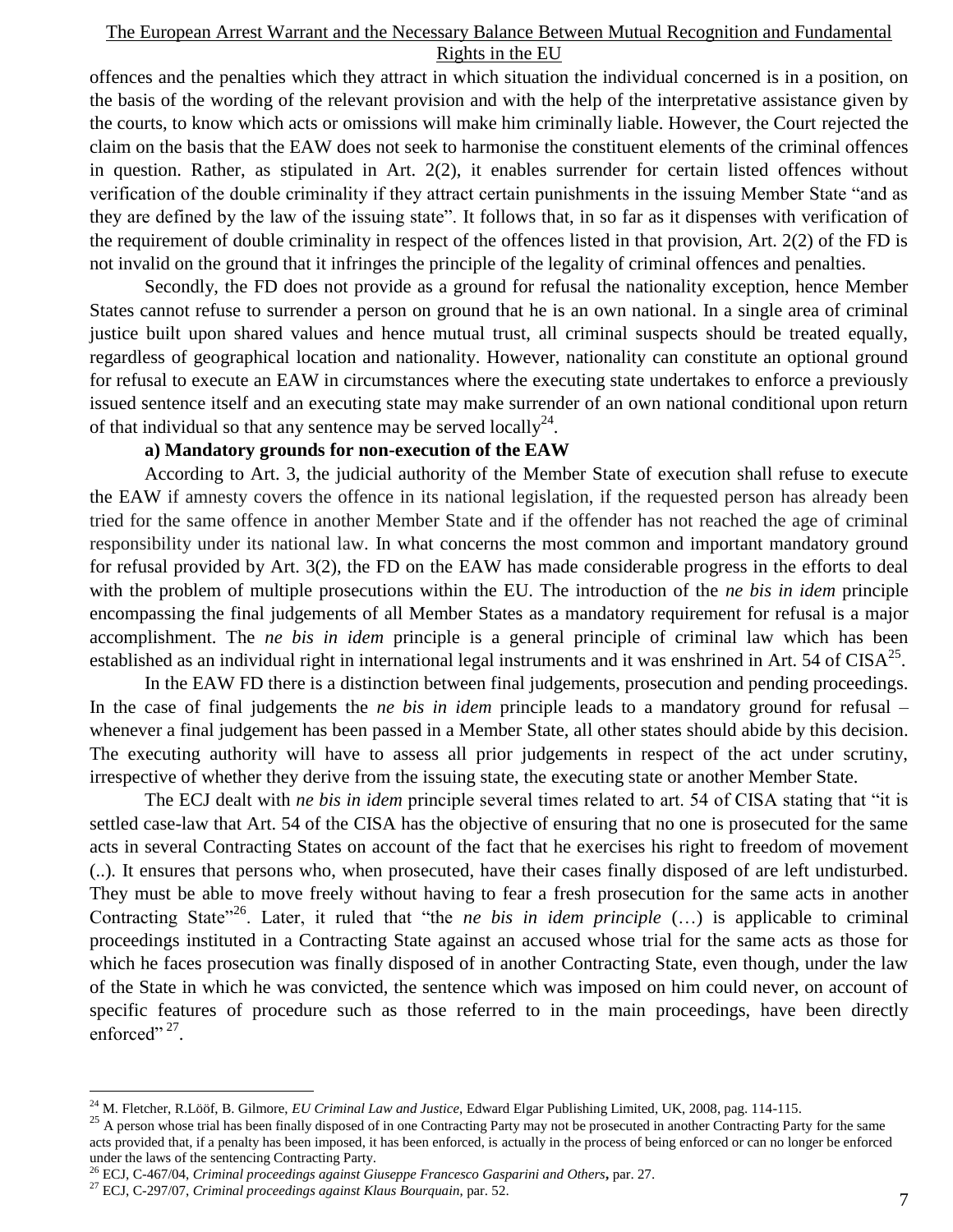offences and the penalties which they attract in which situation the individual concerned is in a position, on the basis of the wording of the relevant provision and with the help of the interpretative assistance given by the courts, to know which acts or omissions will make him criminally liable. However, the Court rejected the claim on the basis that the EAW does not seek to harmonise the constituent elements of the criminal offences in question. Rather, as stipulated in Art. 2(2), it enables surrender for certain listed offences without verification of the double criminality if they attract certain punishments in the issuing Member State "and as they are defined by the law of the issuing state". It follows that, in so far as it dispenses with verification of the requirement of double criminality in respect of the offences listed in that provision, Art. 2(2) of the FD is not invalid on the ground that it infringes the principle of the legality of criminal offences and penalties.

Secondly, the FD does not provide as a ground for refusal the nationality exception, hence Member States cannot refuse to surrender a person on ground that he is an own national. In a single area of criminal justice built upon shared values and hence mutual trust, all criminal suspects should be treated equally, regardless of geographical location and nationality. However, nationality can constitute an optional ground for refusal to execute an EAW in circumstances where the executing state undertakes to enforce a previously issued sentence itself and an executing state may make surrender of an own national conditional upon return of that individual so that any sentence may be served locally[24].

**a) Mandatory grounds for non-execution of the EAW**

According to Art. 3, the judicial authority of the Member State of execution shall refuse to execute the EAW if amnesty covers the offence in its national legislation, if the requested person has already been tried for the same offence in another Member State and if the offender has not reached the age of criminal responsibility under its national law. In what concerns the most common and important mandatory ground for refusal provided by Art. 3(2), the FD on the EAW has made considerable progress in the efforts to deal with the problem of multiple prosecutions within the EU. The introduction of the *ne bis in idem* principle encompassing the final judgements of all Member States as a mandatory requirement for refusal is a major accomplishment. The *ne bis in idem* principle is a general principle of criminal law which has been established as an individual right in international legal instruments and it was enshrined in Art. 54 of CISA[25].

In the EAW FD there is a distinction between final judgements, prosecution and pending proceedings. In the case of final judgements the *ne bis in idem* principle leads to a mandatory ground for refusal – whenever a final judgement has been passed in a Member State, all other states should abide by this decision. The executing authority will have to assess all prior judgements in respect of the act under scrutiny, irrespective of whether they derive from the issuing state, the executing state or another Member State.

The ECJ dealt with *ne bis in idem* principle several times related to art. 54 of CISA stating that "it is settled case-law that Art. 54 of the CISA has the objective of ensuring that no one is prosecuted for the same acts in several Contracting States on account of the fact that he exercises his right to freedom of movement (..). It ensures that persons who, when prosecuted, have their cases finally disposed of are left undisturbed. They must be able to move freely without having to fear a fresh prosecution for the same acts in another Contracting State"[26]. Later, it ruled that "the *ne bis in idem principle* (…) is applicable to criminal proceedings instituted in a Contracting State against an accused whose trial for the same acts as those for which he faces prosecution was finally disposed of in another Contracting State, even though, under the law of the State in which he was convicted, the sentence which was imposed on him could never, on account of specific features of procedure such as those referred to in the main proceedings, have been directly enforced"[27].

---

[24] M. Fletcher, R.Lööf, B. Gilmore, *EU Criminal Law and Justice*, Edward Elgar Publishing Limited, UK, 2008, pag. 114-115.

[25] A person whose trial has been finally disposed of in one Contracting Party may not be prosecuted in another Contracting Party for the same acts provided that, if a penalty has been imposed, it has been enforced, is actually in the process of being enforced or can no longer be enforced under the laws of the sentencing Contracting Party.

[26] ECJ, C-467/04, *Criminal proceedings against Giuseppe Francesco Gasparini and Others***,** par. 27.

[27] ECJ, C-297/07, *Criminal proceedings against Klaus Bourquain*, par. 52.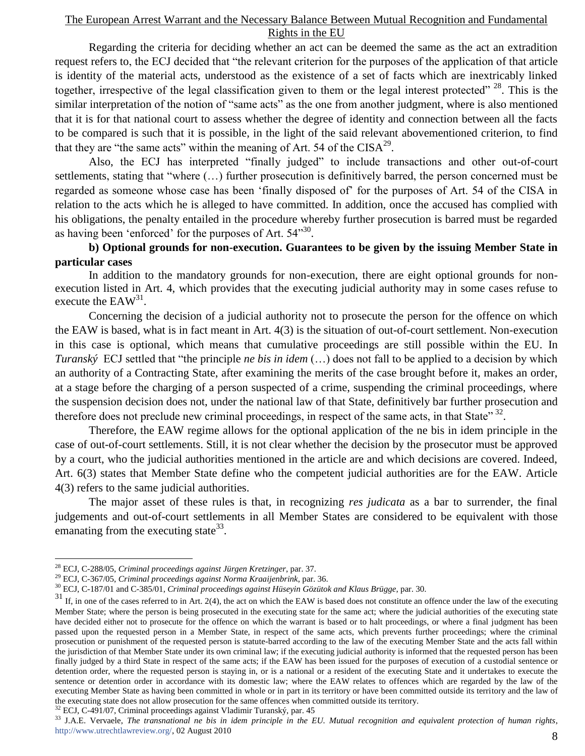Regarding the criteria for deciding whether an act can be deemed the same as the act an extradition request refers to, the ECJ decided that "the relevant criterion for the purposes of the application of that article is identity of the material acts, understood as the existence of a set of facts which are inextricably linked together, irrespective of the legal classification given to them or the legal interest protected" [28]. This is the similar interpretation of the notion of "same acts" as the one from another judgment, where is also mentioned that it is for that national court to assess whether the degree of identity and connection between all the facts to be compared is such that it is possible, in the light of the said relevant abovementioned criterion, to find that they are "the same acts" within the meaning of Art. 54 of the CISA[29].

Also, the ECJ has interpreted "finally judged" to include transactions and other out-of-court settlements, stating that "where (…) further prosecution is definitively barred, the person concerned must be regarded as someone whose case has been 'finally disposed of' for the purposes of Art. 54 of the CISA in relation to the acts which he is alleged to have committed. In addition, once the accused has complied with his obligations, the penalty entailed in the procedure whereby further prosecution is barred must be regarded as having been 'enforced' for the purposes of Art. 54"[30].

**b) Optional grounds for non-execution. Guarantees to be given by the issuing Member State in particular cases**

In addition to the mandatory grounds for non-execution, there are eight optional grounds for non-execution listed in Art. 4, which provides that the executing judicial authority may in some cases refuse to execute the EAW[31].

Concerning the decision of a judicial authority not to prosecute the person for the offence on which the EAW is based, what is in fact meant in Art. 4(3) is the situation of out-of-court settlement. Non-execution in this case is optional, which means that cumulative proceedings are still possible within the EU. In *Turanský* ECJ settled that "the principle *ne bis in idem* (…) does not fall to be applied to a decision by which an authority of a Contracting State, after examining the merits of the case brought before it, makes an order, at a stage before the charging of a person suspected of a crime, suspending the criminal proceedings, where the suspension decision does not, under the national law of that State, definitively bar further prosecution and therefore does not preclude new criminal proceedings, in respect of the same acts, in that State" [32].

Therefore, the EAW regime allows for the optional application of the ne bis in idem principle in the case of out-of-court settlements. Still, it is not clear whether the decision by the prosecutor must be approved by a court, who the judicial authorities mentioned in the article are and which decisions are covered. Indeed, Art. 6(3) states that Member State define who the competent judicial authorities are for the EAW. Article 4(3) refers to the same judicial authorities.

The major asset of these rules is that, in recognizing *res judicata* as a bar to surrender, the final judgements and out-of-court settlements in all Member States are considered to be equivalent with those emanating from the executing state[33].

---

[28] ECJ, C-288/05, *Criminal proceedings against Jürgen Kretzinger*, par. 37.

[29] ECJ, C-367/05, *Criminal proceedings against Norma Kraaijenbrink*, par. 36.

[30] ECJ, C-187/01 and C-385/01, *Criminal proceedings against Hüseyin Gözütok and Klaus Brügge*, par. 30.

[31] If, in one of the cases referred to in Art. 2(4), the act on which the EAW is based does not constitute an offence under the law of the executing Member State; where the person is being prosecuted in the executing state for the same act; where the judicial authorities of the executing state have decided either not to prosecute for the offence on which the warrant is based or to halt proceedings, or where a final judgment has been passed upon the requested person in a Member State, in respect of the same acts, which prevents further proceedings; where the criminal prosecution or punishment of the requested person is statute-barred according to the law of the executing Member State and the acts fall within the jurisdiction of that Member State under its own criminal law; if the executing judicial authority is informed that the requested person has been finally judged by a third State in respect of the same acts; if the EAW has been issued for the purposes of execution of a custodial sentence or detention order, where the requested person is staying in, or is a national or a resident of the executing State and it undertakes to execute the sentence or detention order in accordance with its domestic law; where the EAW relates to offences which are regarded by the law of the executing Member State as having been committed in whole or in part in its territory or have been committed outside its territory and the law of the executing state does not allow prosecution for the same offences when committed outside its territory.

[32] ECJ, C-491/07, Criminal proceedings against Vladimir Turanský, par. 45

[33] J.A.E. Vervaele, *The transnational ne bis in idem principle in the EU. Mutual recognition and equivalent protection of human rights*, http://www.utrechtlawreview.org/, 02 August 2010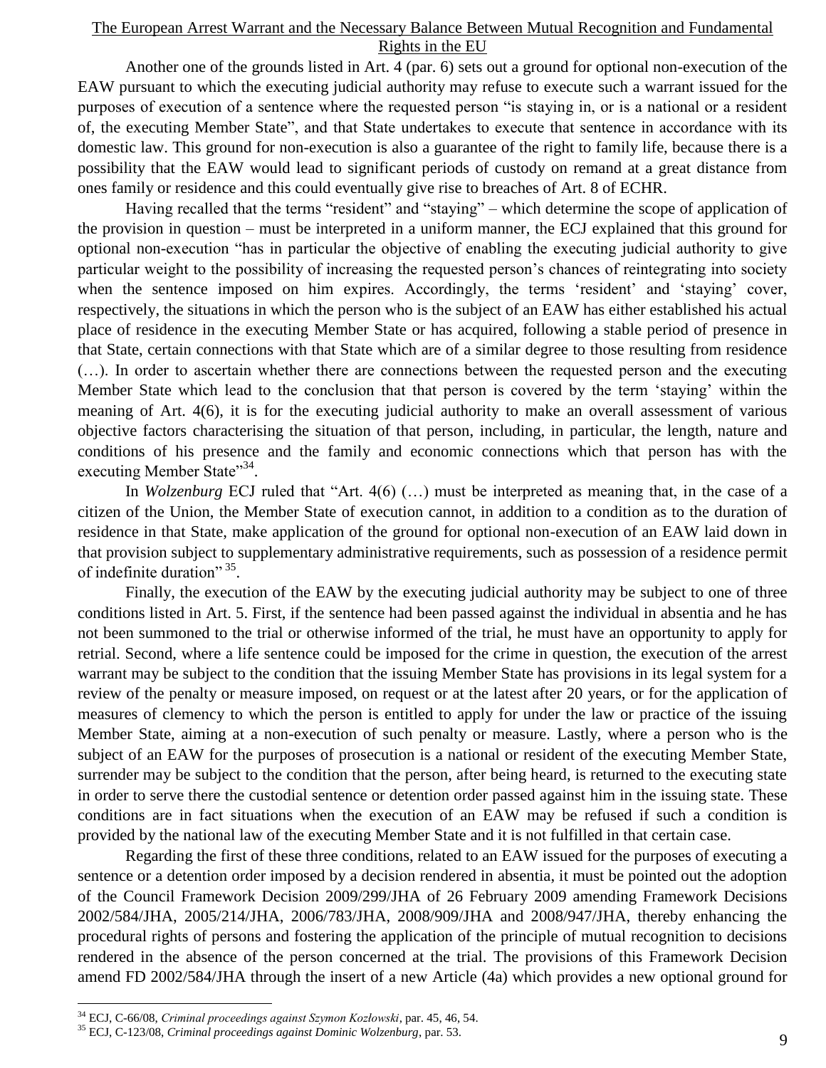Another one of the grounds listed in Art. 4 (par. 6) sets out a ground for optional non-execution of the EAW pursuant to which the executing judicial authority may refuse to execute such a warrant issued for the purposes of execution of a sentence where the requested person "is staying in, or is a national or a resident of, the executing Member State", and that State undertakes to execute that sentence in accordance with its domestic law. This ground for non-execution is also a guarantee of the right to family life, because there is a possibility that the EAW would lead to significant periods of custody on remand at a great distance from ones family or residence and this could eventually give rise to breaches of Art. 8 of ECHR.

Having recalled that the terms "resident" and "staying" – which determine the scope of application of the provision in question – must be interpreted in a uniform manner, the ECJ explained that this ground for optional non-execution "has in particular the objective of enabling the executing judicial authority to give particular weight to the possibility of increasing the requested person's chances of reintegrating into society when the sentence imposed on him expires. Accordingly, the terms 'resident' and 'staying' cover, respectively, the situations in which the person who is the subject of an EAW has either established his actual place of residence in the executing Member State or has acquired, following a stable period of presence in that State, certain connections with that State which are of a similar degree to those resulting from residence (…). In order to ascertain whether there are connections between the requested person and the executing Member State which lead to the conclusion that that person is covered by the term 'staying' within the meaning of Art. 4(6), it is for the executing judicial authority to make an overall assessment of various objective factors characterising the situation of that person, including, in particular, the length, nature and conditions of his presence and the family and economic connections which that person has with the executing Member State"[34].

In *Wolzenburg* ECJ ruled that "Art. 4(6) (…) must be interpreted as meaning that, in the case of a citizen of the Union, the Member State of execution cannot, in addition to a condition as to the duration of residence in that State, make application of the ground for optional non-execution of an EAW laid down in that provision subject to supplementary administrative requirements, such as possession of a residence permit of indefinite duration" [35].

Finally, the execution of the EAW by the executing judicial authority may be subject to one of three conditions listed in Art. 5. First, if the sentence had been passed against the individual in absentia and he has not been summoned to the trial or otherwise informed of the trial, he must have an opportunity to apply for retrial. Second, where a life sentence could be imposed for the crime in question, the execution of the arrest warrant may be subject to the condition that the issuing Member State has provisions in its legal system for a review of the penalty or measure imposed, on request or at the latest after 20 years, or for the application of measures of clemency to which the person is entitled to apply for under the law or practice of the issuing Member State, aiming at a non-execution of such penalty or measure. Lastly, where a person who is the subject of an EAW for the purposes of prosecution is a national or resident of the executing Member State, surrender may be subject to the condition that the person, after being heard, is returned to the executing state in order to serve there the custodial sentence or detention order passed against him in the issuing state. These conditions are in fact situations when the execution of an EAW may be refused if such a condition is provided by the national law of the executing Member State and it is not fulfilled in that certain case.

Regarding the first of these three conditions, related to an EAW issued for the purposes of executing a sentence or a detention order imposed by a decision rendered in absentia, it must be pointed out the adoption of the Council Framework Decision 2009/299/JHA of 26 February 2009 amending Framework Decisions 2002/584/JHA, 2005/214/JHA, 2006/783/JHA, 2008/909/JHA and 2008/947/JHA, thereby enhancing the procedural rights of persons and fostering the application of the principle of mutual recognition to decisions rendered in the absence of the person concerned at the trial. The provisions of this Framework Decision amend FD 2002/584/JHA through the insert of a new Article (4a) which provides a new optional ground for

---

[34] ECJ, C-66/08, *Criminal proceedings against Szymon Kozłowski*, par. 45, 46, 54.

[35] ECJ, C-123/08, *Criminal proceedings against Dominic Wolzenburg*, par. 53.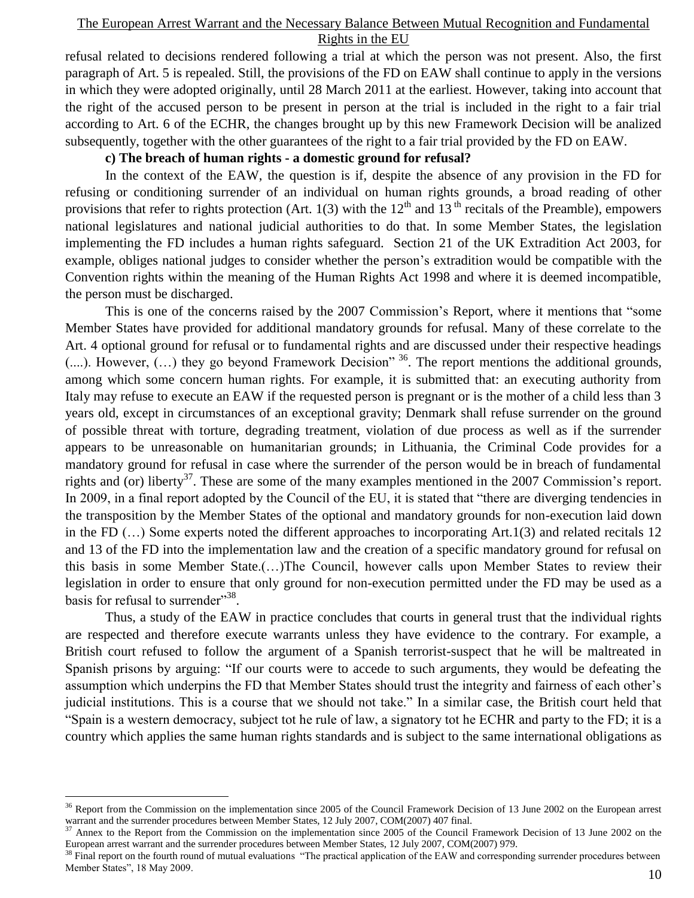refusal related to decisions rendered following a trial at which the person was not present. Also, the first paragraph of Art. 5 is repealed. Still, the provisions of the FD on EAW shall continue to apply in the versions in which they were adopted originally, until 28 March 2011 at the earliest. However, taking into account that the right of the accused person to be present in person at the trial is included in the right to a fair trial according to Art. 6 of the ECHR, the changes brought up by this new Framework Decision will be analized subsequently, together with the other guarantees of the right to a fair trial provided by the FD on EAW.

**c) The breach of human rights - a domestic ground for refusal?**

In the context of the EAW, the question is if, despite the absence of any provision in the FD for refusing or conditioning surrender of an individual on human rights grounds, a broad reading of other provisions that refer to rights protection (Art. 1(3) with the 12th and 13 th recitals of the Preamble), empowers national legislatures and national judicial authorities to do that. In some Member States, the legislation implementing the FD includes a human rights safeguard. Section 21 of the UK Extradition Act 2003, for example, obliges national judges to consider whether the person's extradition would be compatible with the Convention rights within the meaning of the Human Rights Act 1998 and where it is deemed incompatible, the person must be discharged.

This is one of the concerns raised by the 2007 Commission's Report, where it mentions that "some Member States have provided for additional mandatory grounds for refusal. Many of these correlate to the Art. 4 optional ground for refusal or to fundamental rights and are discussed under their respective headings (....). However, (…) they go beyond Framework Decision" [36]. The report mentions the additional grounds, among which some concern human rights. For example, it is submitted that: an executing authority from Italy may refuse to execute an EAW if the requested person is pregnant or is the mother of a child less than 3 years old, except in circumstances of an exceptional gravity; Denmark shall refuse surrender on the ground of possible threat with torture, degrading treatment, violation of due process as well as if the surrender appears to be unreasonable on humanitarian grounds; in Lithuania, the Criminal Code provides for a mandatory ground for refusal in case where the surrender of the person would be in breach of fundamental rights and (or) liberty[37]. These are some of the many examples mentioned in the 2007 Commission's report. In 2009, in a final report adopted by the Council of the EU, it is stated that "there are diverging tendencies in the transposition by the Member States of the optional and mandatory grounds for non-execution laid down in the FD (…) Some experts noted the different approaches to incorporating Art.1(3) and related recitals 12 and 13 of the FD into the implementation law and the creation of a specific mandatory ground for refusal on this basis in some Member State.(…)The Council, however calls upon Member States to review their legislation in order to ensure that only ground for non-execution permitted under the FD may be used as a basis for refusal to surrender"[38].

Thus, a study of the EAW in practice concludes that courts in general trust that the individual rights are respected and therefore execute warrants unless they have evidence to the contrary. For example, a British court refused to follow the argument of a Spanish terrorist-suspect that he will be maltreated in Spanish prisons by arguing: "If our courts were to accede to such arguments, they would be defeating the assumption which underpins the FD that Member States should trust the integrity and fairness of each other's judicial institutions. This is a course that we should not take." In a similar case, the British court held that "Spain is a western democracy, subject tot he rule of law, a signatory tot he ECHR and party to the FD; it is a country which applies the same human rights standards and is subject to the same international obligations as

---

[36] Report from the Commission on the implementation since 2005 of the Council Framework Decision of 13 June 2002 on the European arrest warrant and the surrender procedures between Member States, 12 July 2007, COM(2007) 407 final.

[37] Annex to the Report from the Commission on the implementation since 2005 of the Council Framework Decision of 13 June 2002 on the European arrest warrant and the surrender procedures between Member States, 12 July 2007, COM(2007) 979.

[38] Final report on the fourth round of mutual evaluations "The practical application of the EAW and corresponding surrender procedures between Member States", 18 May 2009.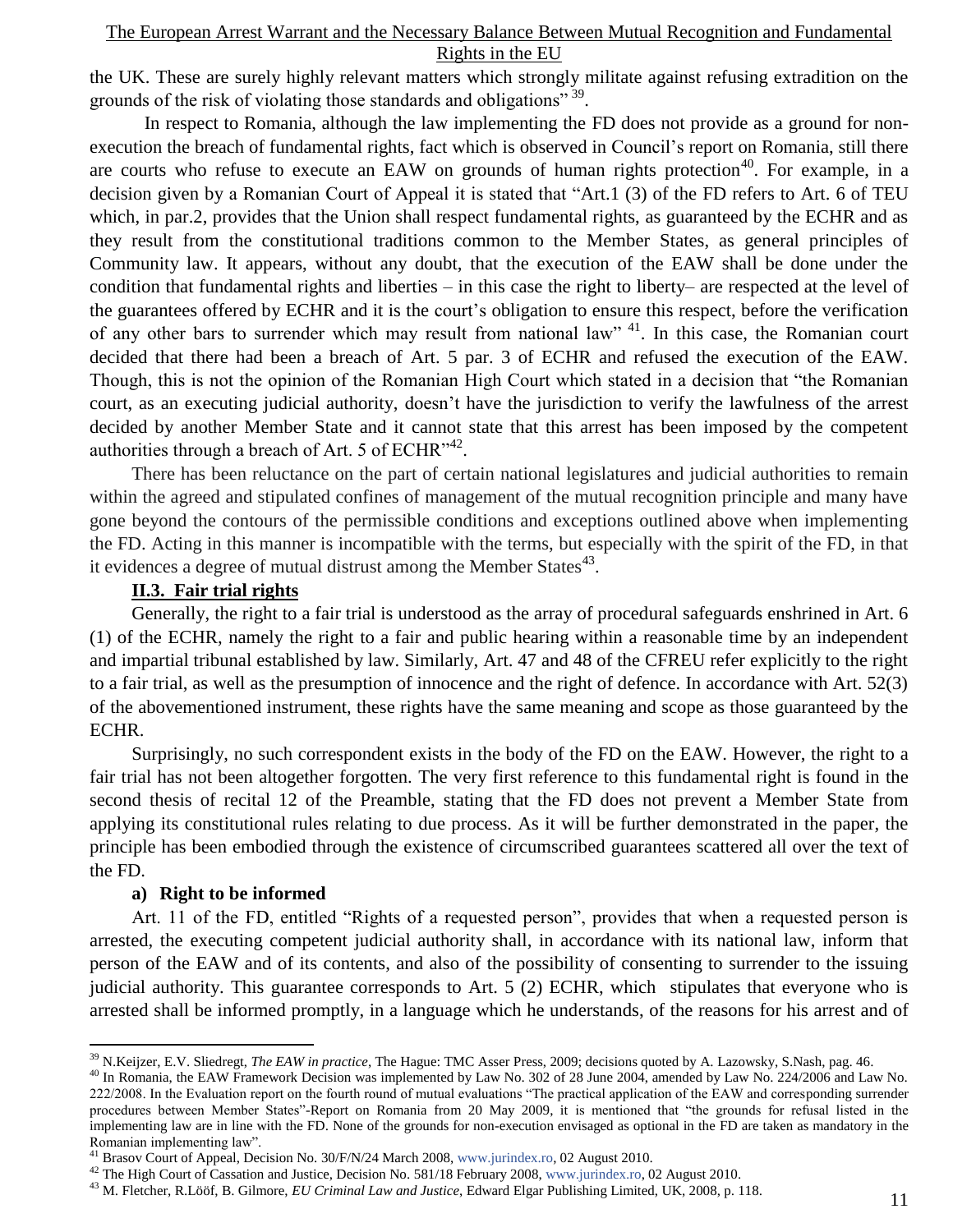the UK. These are surely highly relevant matters which strongly militate against refusing extradition on the grounds of the risk of violating those standards and obligations"[39].

In respect to Romania, although the law implementing the FD does not provide as a ground for non-execution the breach of fundamental rights, fact which is observed in Council's report on Romania, still there are courts who refuse to execute an EAW on grounds of human rights protection[40]. For example, in a decision given by a Romanian Court of Appeal it is stated that "Art.1 (3) of the FD refers to Art. 6 of TEU which, in par.2, provides that the Union shall respect fundamental rights, as guaranteed by the ECHR and as they result from the constitutional traditions common to the Member States, as general principles of Community law. It appears, without any doubt, that the execution of the EAW shall be done under the condition that fundamental rights and liberties – in this case the right to liberty– are respected at the level of the guarantees offered by ECHR and it is the court's obligation to ensure this respect, before the verification of any other bars to surrender which may result from national law" [41]. In this case, the Romanian court decided that there had been a breach of Art. 5 par. 3 of ECHR and refused the execution of the EAW. Though, this is not the opinion of the Romanian High Court which stated in a decision that "the Romanian court, as an executing judicial authority, doesn't have the jurisdiction to verify the lawfulness of the arrest decided by another Member State and it cannot state that this arrest has been imposed by the competent authorities through a breach of Art. 5 of ECHR"[42].

There has been reluctance on the part of certain national legislatures and judicial authorities to remain within the agreed and stipulated confines of management of the mutual recognition principle and many have gone beyond the contours of the permissible conditions and exceptions outlined above when implementing the FD. Acting in this manner is incompatible with the terms, but especially with the spirit of the FD, in that it evidences a degree of mutual distrust among the Member States[43].

## II.3. Fair trial rights

Generally, the right to a fair trial is understood as the array of procedural safeguards enshrined in Art. 6 (1) of the ECHR, namely the right to a fair and public hearing within a reasonable time by an independent and impartial tribunal established by law. Similarly, Art. 47 and 48 of the CFREU refer explicitly to the right to a fair trial, as well as the presumption of innocence and the right of defence. In accordance with Art. 52(3) of the abovementioned instrument, these rights have the same meaning and scope as those guaranteed by the ECHR.

Surprisingly, no such correspondent exists in the body of the FD on the EAW. However, the right to a fair trial has not been altogether forgotten. The very first reference to this fundamental right is found in the second thesis of recital 12 of the Preamble, stating that the FD does not prevent a Member State from applying its constitutional rules relating to due process. As it will be further demonstrated in the paper, the principle has been embodied through the existence of circumscribed guarantees scattered all over the text of the FD.

### a) Right to be informed

Art. 11 of the FD, entitled "Rights of a requested person", provides that when a requested person is arrested, the executing competent judicial authority shall, in accordance with its national law, inform that person of the EAW and of its contents, and also of the possibility of consenting to surrender to the issuing judicial authority. This guarantee corresponds to Art. 5 (2) ECHR, which stipulates that everyone who is arrested shall be informed promptly, in a language which he understands, of the reasons for his arrest and of

---

[39] N.Keijzer, E.V. Sliedregt, *The EAW in practice*, The Hague: TMC Asser Press, 2009; decisions quoted by A. Lazowsky, S.Nash, pag. 46.

[40] In Romania, the EAW Framework Decision was implemented by Law No. 302 of 28 June 2004, amended by Law No. 224/2006 and Law No. 222/2008. In the Evaluation report on the fourth round of mutual evaluations "The practical application of the EAW and corresponding surrender procedures between Member States"-Report on Romania from 20 May 2009, it is mentioned that "the grounds for refusal listed in the implementing law are in line with the FD. None of the grounds for non-execution envisaged as optional in the FD are taken as mandatory in the Romanian implementing law".

[41] Brasov Court of Appeal, Decision No. 30/F/N/24 March 2008, www.jurindex.ro, 02 August 2010.

[42] The High Court of Cassation and Justice, Decision No. 581/18 February 2008, www.jurindex.ro, 02 August 2010.

[43] M. Fletcher, R.Lööf, B. Gilmore, *EU Criminal Law and Justice*, Edward Elgar Publishing Limited, UK, 2008, p. 118.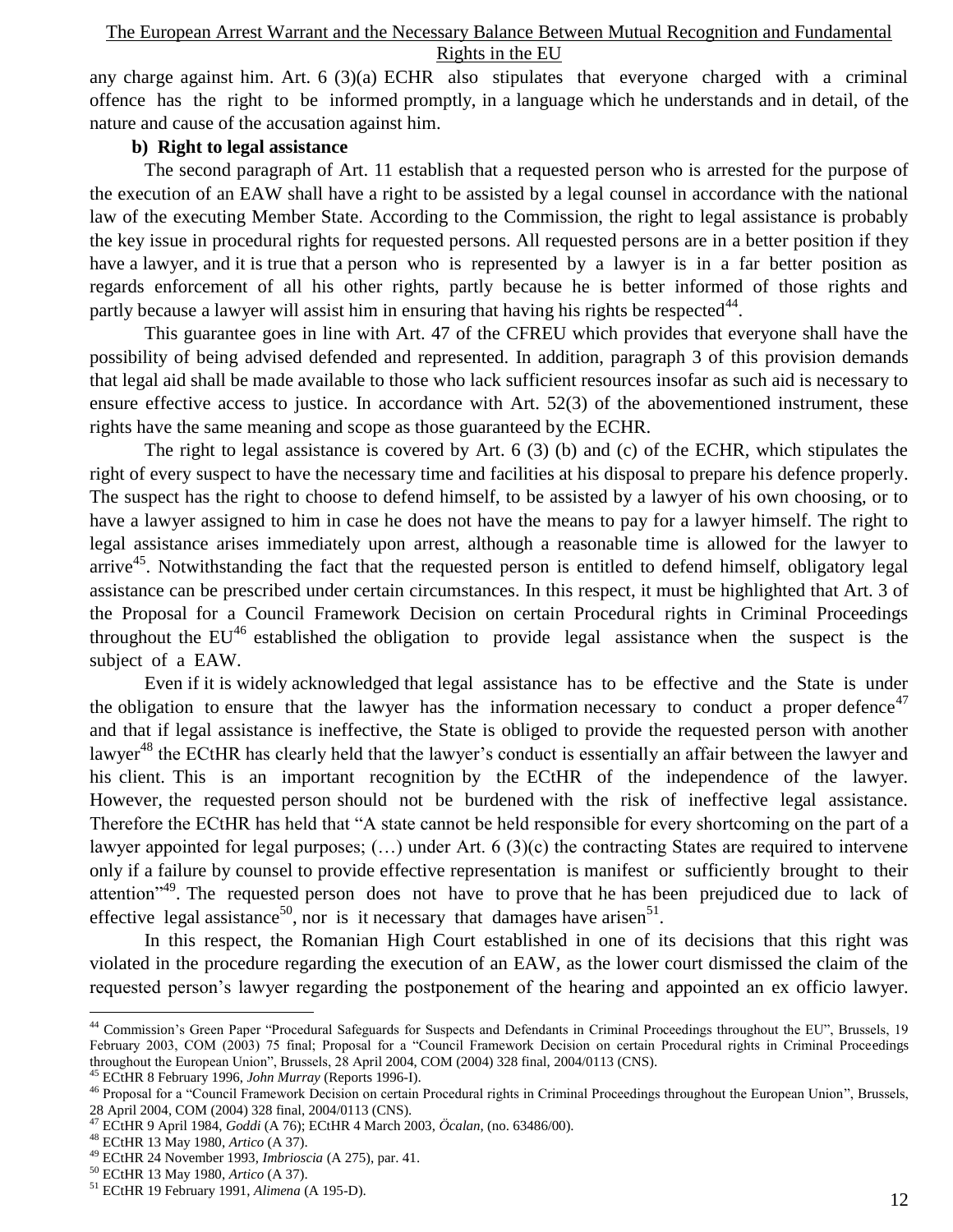any charge against him. Art. 6 (3)(a) ECHR also stipulates that everyone charged with a criminal offence has the right to be informed promptly, in a language which he understands and in detail, of the nature and cause of the accusation against him.

**b) Right to legal assistance**

The second paragraph of Art. 11 establish that a requested person who is arrested for the purpose of the execution of an EAW shall have a right to be assisted by a legal counsel in accordance with the national law of the executing Member State. According to the Commission, the right to legal assistance is probably the key issue in procedural rights for requested persons. All requested persons are in a better position if they have a lawyer, and it is true that a person who is represented by a lawyer is in a far better position as regards enforcement of all his other rights, partly because he is better informed of those rights and partly because a lawyer will assist him in ensuring that having his rights be respected[44].

This guarantee goes in line with Art. 47 of the CFREU which provides that everyone shall have the possibility of being advised defended and represented. In addition, paragraph 3 of this provision demands that legal aid shall be made available to those who lack sufficient resources insofar as such aid is necessary to ensure effective access to justice. In accordance with Art. 52(3) of the abovementioned instrument, these rights have the same meaning and scope as those guaranteed by the ECHR.

The right to legal assistance is covered by Art. 6 (3) (b) and (c) of the ECHR, which stipulates the right of every suspect to have the necessary time and facilities at his disposal to prepare his defence properly. The suspect has the right to choose to defend himself, to be assisted by a lawyer of his own choosing, or to have a lawyer assigned to him in case he does not have the means to pay for a lawyer himself. The right to legal assistance arises immediately upon arrest, although a reasonable time is allowed for the lawyer to arrive[45]. Notwithstanding the fact that the requested person is entitled to defend himself, obligatory legal assistance can be prescribed under certain circumstances. In this respect, it must be highlighted that Art. 3 of the Proposal for a Council Framework Decision on certain Procedural rights in Criminal Proceedings throughout the EU[46] established the obligation to provide legal assistance when the suspect is the subject of a EAW.

Even if it is widely acknowledged that legal assistance has to be effective and the State is under the obligation to ensure that the lawyer has the information necessary to conduct a proper defence[47] and that if legal assistance is ineffective, the State is obliged to provide the requested person with another lawyer[48] the ECtHR has clearly held that the lawyer's conduct is essentially an affair between the lawyer and his client. This is an important recognition by the ECtHR of the independence of the lawyer. However, the requested person should not be burdened with the risk of ineffective legal assistance. Therefore the ECtHR has held that "A state cannot be held responsible for every shortcoming on the part of a lawyer appointed for legal purposes; (…) under Art. 6 (3)(c) the contracting States are required to intervene only if a failure by counsel to provide effective representation is manifest or sufficiently brought to their attention"[49]. The requested person does not have to prove that he has been prejudiced due to lack of effective legal assistance[50], nor is it necessary that damages have arisen[51].

In this respect, the Romanian High Court established in one of its decisions that this right was violated in the procedure regarding the execution of an EAW, as the lower court dismissed the claim of the requested person's lawyer regarding the postponement of the hearing and appointed an ex officio lawyer.

---

[44] Commission's Green Paper "Procedural Safeguards for Suspects and Defendants in Criminal Proceedings throughout the EU", Brussels, 19 February 2003, COM (2003) 75 final; Proposal for a "Council Framework Decision on certain Procedural rights in Criminal Proceedings throughout the European Union", Brussels, 28 April 2004, COM (2004) 328 final, 2004/0113 (CNS).

[45] ECtHR 8 February 1996, *John Murray* (Reports 1996-I).

[46] Proposal for a "Council Framework Decision on certain Procedural rights in Criminal Proceedings throughout the European Union", Brussels, 28 April 2004, COM (2004) 328 final, 2004/0113 (CNS).

[47] ECtHR 9 April 1984, *Goddi* (A 76); ECtHR 4 March 2003, *Öcalan*, (no. 63486/00).

[48] ECtHR 13 May 1980, *Artico* (A 37).

[49] ECtHR 24 November 1993, *Imbrioscia* (A 275), par. 41.

[50] ECtHR 13 May 1980, *Artico* (A 37).

[51] ECtHR 19 February 1991, *Alimena* (A 195-D).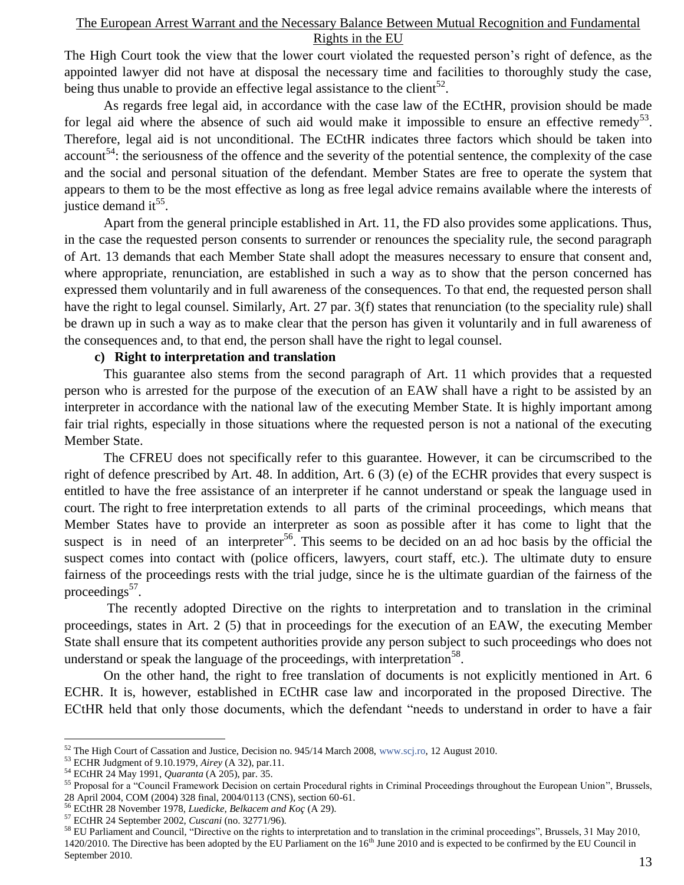The High Court took the view that the lower court violated the requested person's right of defence, as the appointed lawyer did not have at disposal the necessary time and facilities to thoroughly study the case, being thus unable to provide an effective legal assistance to the client[52].

As regards free legal aid, in accordance with the case law of the ECtHR, provision should be made for legal aid where the absence of such aid would make it impossible to ensure an effective remedy[53]. Therefore, legal aid is not unconditional. The ECtHR indicates three factors which should be taken into account[54]: the seriousness of the offence and the severity of the potential sentence, the complexity of the case and the social and personal situation of the defendant. Member States are free to operate the system that appears to them to be the most effective as long as free legal advice remains available where the interests of justice demand it[55].

Apart from the general principle established in Art. 11, the FD also provides some applications. Thus, in the case the requested person consents to surrender or renounces the speciality rule, the second paragraph of Art. 13 demands that each Member State shall adopt the measures necessary to ensure that consent and, where appropriate, renunciation, are established in such a way as to show that the person concerned has expressed them voluntarily and in full awareness of the consequences. To that end, the requested person shall have the right to legal counsel. Similarly, Art. 27 par. 3(f) states that renunciation (to the speciality rule) shall be drawn up in such a way as to make clear that the person has given it voluntarily and in full awareness of the consequences and, to that end, the person shall have the right to legal counsel.

**c) Right to interpretation and translation**

This guarantee also stems from the second paragraph of Art. 11 which provides that a requested person who is arrested for the purpose of the execution of an EAW shall have a right to be assisted by an interpreter in accordance with the national law of the executing Member State. It is highly important among fair trial rights, especially in those situations where the requested person is not a national of the executing Member State.

The CFREU does not specifically refer to this guarantee. However, it can be circumscribed to the right of defence prescribed by Art. 48. In addition, Art. 6 (3) (e) of the ECHR provides that every suspect is entitled to have the free assistance of an interpreter if he cannot understand or speak the language used in court. The right to free interpretation extends to all parts of the criminal proceedings, which means that Member States have to provide an interpreter as soon as possible after it has come to light that the suspect is in need of an interpreter[56]. This seems to be decided on an ad hoc basis by the official the suspect comes into contact with (police officers, lawyers, court staff, etc.). The ultimate duty to ensure fairness of the proceedings rests with the trial judge, since he is the ultimate guardian of the fairness of the proceedings[57].

The recently adopted Directive on the rights to interpretation and to translation in the criminal proceedings, states in Art. 2 (5) that in proceedings for the execution of an EAW, the executing Member State shall ensure that its competent authorities provide any person subject to such proceedings who does not understand or speak the language of the proceedings, with interpretation[58].

On the other hand, the right to free translation of documents is not explicitly mentioned in Art. 6 ECHR. It is, however, established in ECtHR case law and incorporated in the proposed Directive. The ECtHR held that only those documents, which the defendant "needs to understand in order to have a fair

---

[52] The High Court of Cassation and Justice, Decision no. 945/14 March 2008, www.scj.ro, 12 August 2010.

[53] ECHR Judgment of 9.10.1979, *Airey* (A 32), par.11.

[54] ECtHR 24 May 1991, *Quaranta* (A 205), par. 35.

[55] Proposal for a "Council Framework Decision on certain Procedural rights in Criminal Proceedings throughout the European Union", Brussels, 28 April 2004, COM (2004) 328 final, 2004/0113 (CNS), section 60-61.

[56] ECtHR 28 November 1978, *Luedicke, Belkacem and Koç* (A 29).

[57] ECtHR 24 September 2002, *Cuscani* (no. 32771/96).

[58] EU Parliament and Council, "Directive on the rights to interpretation and to translation in the criminal proceedings", Brussels, 31 May 2010, 1420/2010. The Directive has been adopted by the EU Parliament on the 16th June 2010 and is expected to be confirmed by the EU Council in September 2010.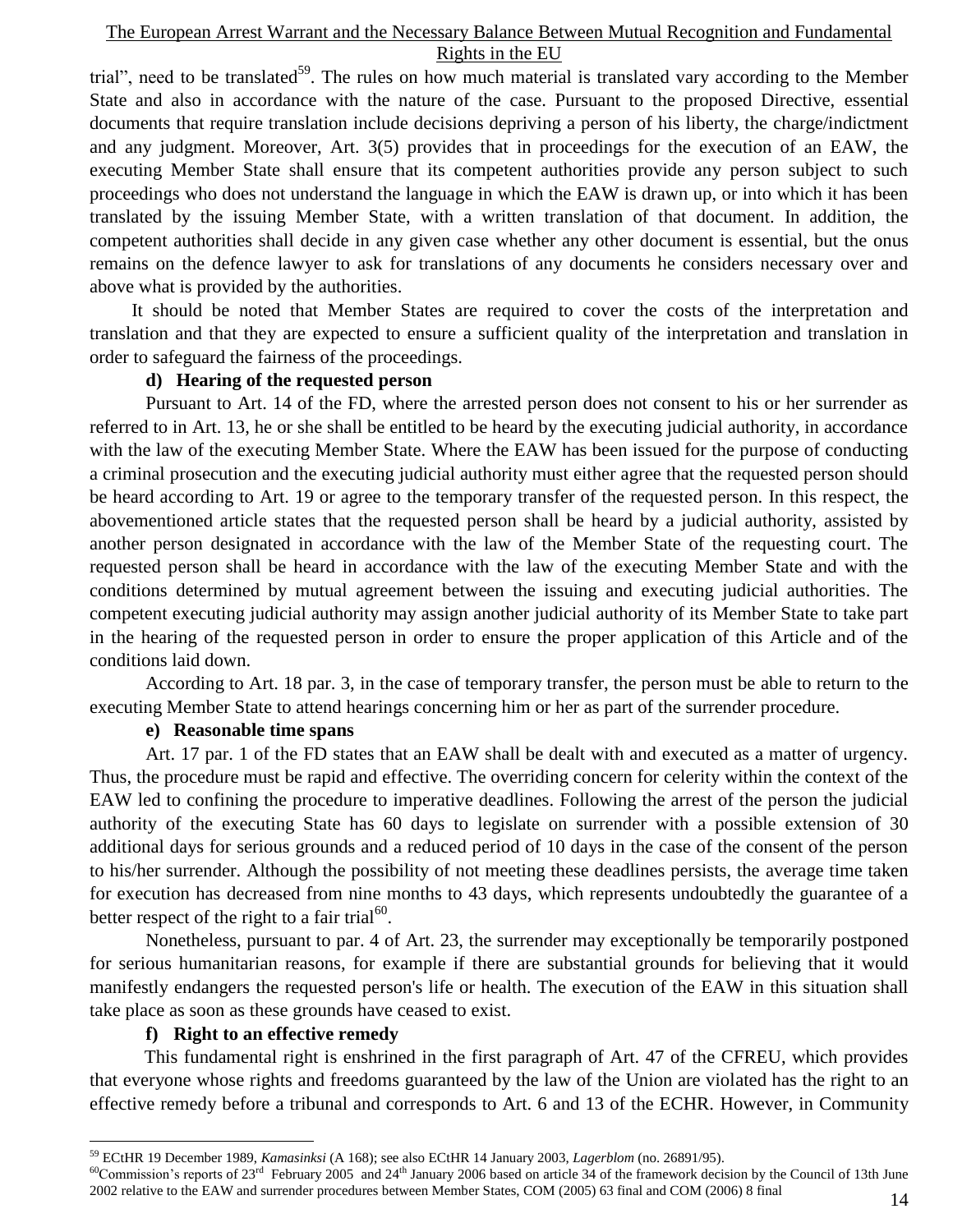trial", need to be translated[59]. The rules on how much material is translated vary according to the Member State and also in accordance with the nature of the case. Pursuant to the proposed Directive, essential documents that require translation include decisions depriving a person of his liberty, the charge/indictment and any judgment. Moreover, Art. 3(5) provides that in proceedings for the execution of an EAW, the executing Member State shall ensure that its competent authorities provide any person subject to such proceedings who does not understand the language in which the EAW is drawn up, or into which it has been translated by the issuing Member State, with a written translation of that document. In addition, the competent authorities shall decide in any given case whether any other document is essential, but the onus remains on the defence lawyer to ask for translations of any documents he considers necessary over and above what is provided by the authorities.

It should be noted that Member States are required to cover the costs of the interpretation and translation and that they are expected to ensure a sufficient quality of the interpretation and translation in order to safeguard the fairness of the proceedings.

#### d) Hearing of the requested person

Pursuant to Art. 14 of the FD, where the arrested person does not consent to his or her surrender as referred to in Art. 13, he or she shall be entitled to be heard by the executing judicial authority, in accordance with the law of the executing Member State. Where the EAW has been issued for the purpose of conducting a criminal prosecution and the executing judicial authority must either agree that the requested person should be heard according to Art. 19 or agree to the temporary transfer of the requested person. In this respect, the abovementioned article states that the requested person shall be heard by a judicial authority, assisted by another person designated in accordance with the law of the Member State of the requesting court. The requested person shall be heard in accordance with the law of the executing Member State and with the conditions determined by mutual agreement between the issuing and executing judicial authorities. The competent executing judicial authority may assign another judicial authority of its Member State to take part in the hearing of the requested person in order to ensure the proper application of this Article and of the conditions laid down.

According to Art. 18 par. 3, in the case of temporary transfer, the person must be able to return to the executing Member State to attend hearings concerning him or her as part of the surrender procedure.

#### e) Reasonable time spans

Art. 17 par. 1 of the FD states that an EAW shall be dealt with and executed as a matter of urgency. Thus, the procedure must be rapid and effective. The overriding concern for celerity within the context of the EAW led to confining the procedure to imperative deadlines. Following the arrest of the person the judicial authority of the executing State has 60 days to legislate on surrender with a possible extension of 30 additional days for serious grounds and a reduced period of 10 days in the case of the consent of the person to his/her surrender. Although the possibility of not meeting these deadlines persists, the average time taken for execution has decreased from nine months to 43 days, which represents undoubtedly the guarantee of a better respect of the right to a fair trial[60].

Nonetheless, pursuant to par. 4 of Art. 23, the surrender may exceptionally be temporarily postponed for serious humanitarian reasons, for example if there are substantial grounds for believing that it would manifestly endangers the requested person's life or health. The execution of the EAW in this situation shall take place as soon as these grounds have ceased to exist.

#### f) Right to an effective remedy

This fundamental right is enshrined in the first paragraph of Art. 47 of the CFREU, which provides that everyone whose rights and freedoms guaranteed by the law of the Union are violated has the right to an effective remedy before a tribunal and corresponds to Art. 6 and 13 of the ECHR. However, in Community

---

[59] ECtHR 19 December 1989, *Kamasinksi* (A 168); see also ECtHR 14 January 2003, *Lagerblom* (no. 26891/95).

[60] Commission's reports of 23rd February 2005 and 24th January 2006 based on article 34 of the framework decision by the Council of 13th June 2002 relative to the EAW and surrender procedures between Member States, COM (2005) 63 final and COM (2006) 8 final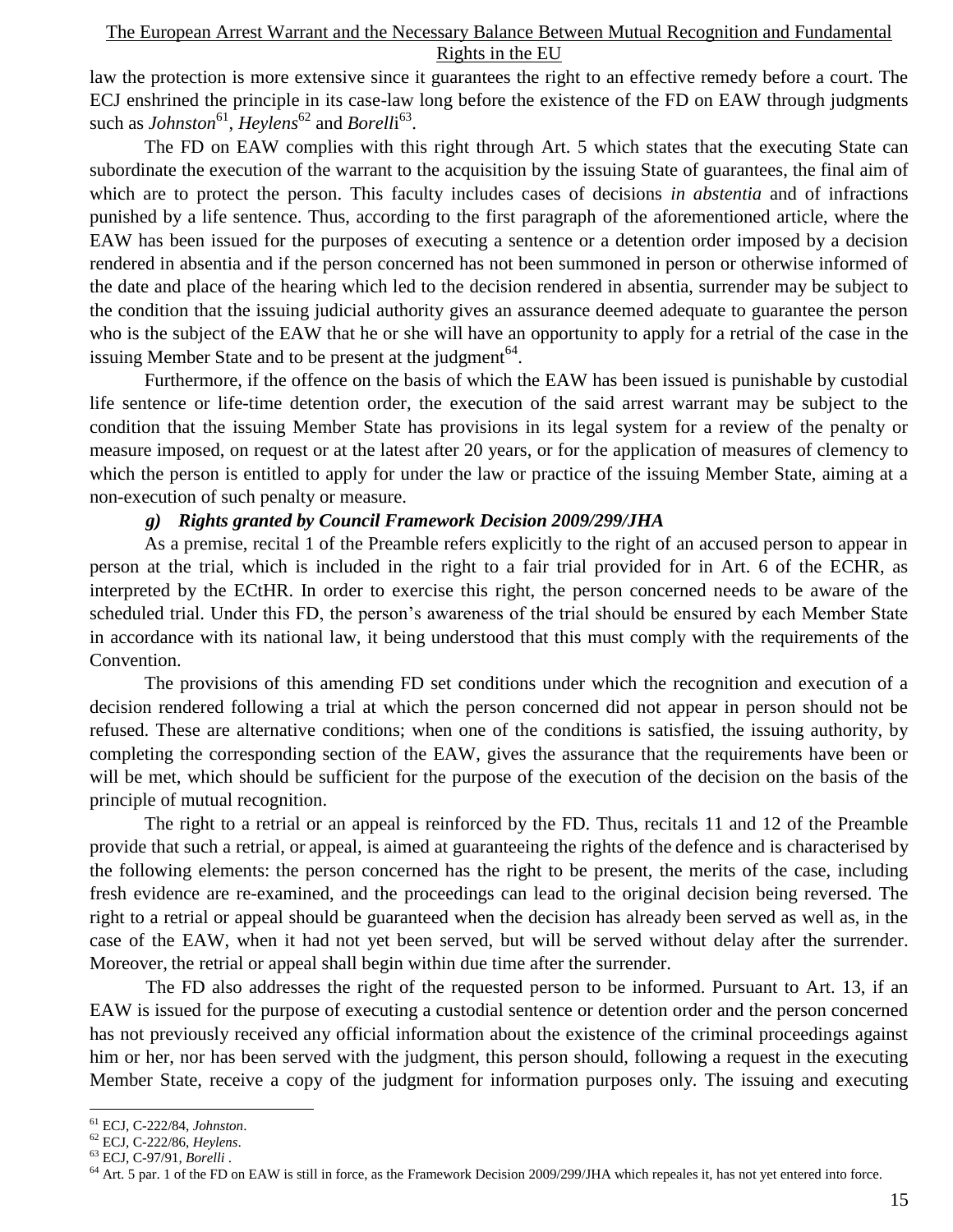law the protection is more extensive since it guarantees the right to an effective remedy before a court. The ECJ enshrined the principle in its case-law long before the existence of the FD on EAW through judgments such as *Johnston*[61], *Heylens*[62] and *Borelli*[63].

The FD on EAW complies with this right through Art. 5 which states that the executing State can subordinate the execution of the warrant to the acquisition by the issuing State of guarantees, the final aim of which are to protect the person. This faculty includes cases of decisions *in abstentia* and of infractions punished by a life sentence. Thus, according to the first paragraph of the aforementioned article, where the EAW has been issued for the purposes of executing a sentence or a detention order imposed by a decision rendered in absentia and if the person concerned has not been summoned in person or otherwise informed of the date and place of the hearing which led to the decision rendered in absentia, surrender may be subject to the condition that the issuing judicial authority gives an assurance deemed adequate to guarantee the person who is the subject of the EAW that he or she will have an opportunity to apply for a retrial of the case in the issuing Member State and to be present at the judgment[64].

Furthermore, if the offence on the basis of which the EAW has been issued is punishable by custodial life sentence or life-time detention order, the execution of the said arrest warrant may be subject to the condition that the issuing Member State has provisions in its legal system for a review of the penalty or measure imposed, on request or at the latest after 20 years, or for the application of measures of clemency to which the person is entitled to apply for under the law or practice of the issuing Member State, aiming at a non-execution of such penalty or measure.

#### *g) Rights granted by Council Framework Decision 2009/299/JHA*

As a premise, recital 1 of the Preamble refers explicitly to the right of an accused person to appear in person at the trial, which is included in the right to a fair trial provided for in Art. 6 of the ECHR, as interpreted by the ECtHR. In order to exercise this right, the person concerned needs to be aware of the scheduled trial. Under this FD, the person's awareness of the trial should be ensured by each Member State in accordance with its national law, it being understood that this must comply with the requirements of the Convention.

The provisions of this amending FD set conditions under which the recognition and execution of a decision rendered following a trial at which the person concerned did not appear in person should not be refused. These are alternative conditions; when one of the conditions is satisfied, the issuing authority, by completing the corresponding section of the EAW, gives the assurance that the requirements have been or will be met, which should be sufficient for the purpose of the execution of the decision on the basis of the principle of mutual recognition.

The right to a retrial or an appeal is reinforced by the FD. Thus, recitals 11 and 12 of the Preamble provide that such a retrial, or appeal, is aimed at guaranteeing the rights of the defence and is characterised by the following elements: the person concerned has the right to be present, the merits of the case, including fresh evidence are re-examined, and the proceedings can lead to the original decision being reversed. The right to a retrial or appeal should be guaranteed when the decision has already been served as well as, in the case of the EAW, when it had not yet been served, but will be served without delay after the surrender. Moreover, the retrial or appeal shall begin within due time after the surrender.

The FD also addresses the right of the requested person to be informed. Pursuant to Art. 13, if an EAW is issued for the purpose of executing a custodial sentence or detention order and the person concerned has not previously received any official information about the existence of the criminal proceedings against him or her, nor has been served with the judgment, this person should, following a request in the executing Member State, receive a copy of the judgment for information purposes only. The issuing and executing

---

[61] ECJ, C-222/84, *Johnston*.

[62] ECJ, C-222/86, *Heylens*.

[63] ECJ, C-97/91, *Borelli* .

[64] Art. 5 par. 1 of the FD on EAW is still in force, as the Framework Decision 2009/299/JHA which repeales it, has not yet entered into force.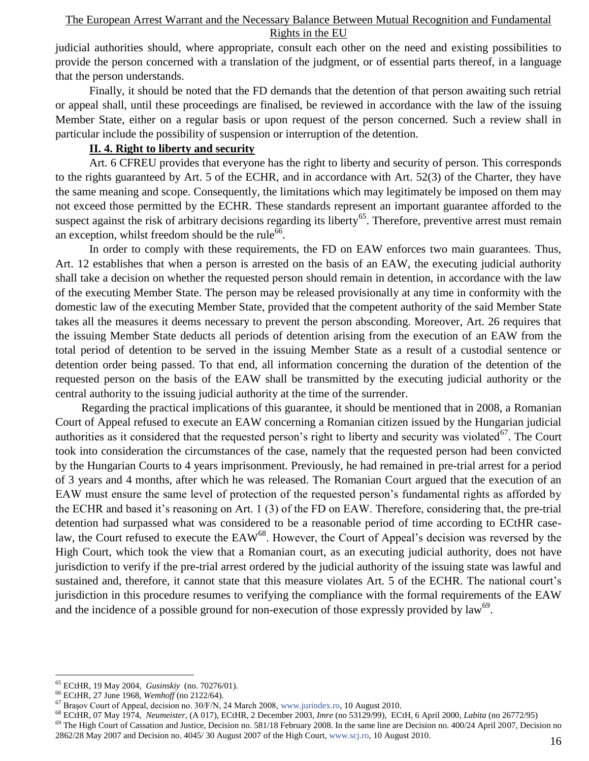judicial authorities should, where appropriate, consult each other on the need and existing possibilities to provide the person concerned with a translation of the judgment, or of essential parts thereof, in a language that the person understands.

Finally, it should be noted that the FD demands that the detention of that person awaiting such retrial or appeal shall, until these proceedings are finalised, be reviewed in accordance with the law of the issuing Member State, either on a regular basis or upon request of the person concerned. Such a review shall in particular include the possibility of suspension or interruption of the detention.

### II. 4. Right to liberty and security

Art. 6 CFREU provides that everyone has the right to liberty and security of person. This corresponds to the rights guaranteed by Art. 5 of the ECHR, and in accordance with Art. 52(3) of the Charter, they have the same meaning and scope. Consequently, the limitations which may legitimately be imposed on them may not exceed those permitted by the ECHR. These standards represent an important guarantee afforded to the suspect against the risk of arbitrary decisions regarding its liberty[65]. Therefore, preventive arrest must remain an exception, whilst freedom should be the rule[66].

In order to comply with these requirements, the FD on EAW enforces two main guarantees. Thus, Art. 12 establishes that when a person is arrested on the basis of an EAW, the executing judicial authority shall take a decision on whether the requested person should remain in detention, in accordance with the law of the executing Member State. The person may be released provisionally at any time in conformity with the domestic law of the executing Member State, provided that the competent authority of the said Member State takes all the measures it deems necessary to prevent the person absconding. Moreover, Art. 26 requires that the issuing Member State deducts all periods of detention arising from the execution of an EAW from the total period of detention to be served in the issuing Member State as a result of a custodial sentence or detention order being passed. To that end, all information concerning the duration of the detention of the requested person on the basis of the EAW shall be transmitted by the executing judicial authority or the central authority to the issuing judicial authority at the time of the surrender.

Regarding the practical implications of this guarantee, it should be mentioned that in 2008, a Romanian Court of Appeal refused to execute an EAW concerning a Romanian citizen issued by the Hungarian judicial authorities as it considered that the requested person's right to liberty and security was violated[67]. The Court took into consideration the circumstances of the case, namely that the requested person had been convicted by the Hungarian Courts to 4 years imprisonment. Previously, he had remained in pre-trial arrest for a period of 3 years and 4 months, after which he was released. The Romanian Court argued that the execution of an EAW must ensure the same level of protection of the requested person's fundamental rights as afforded by the ECHR and based it's reasoning on Art. 1 (3) of the FD on EAW. Therefore, considering that, the pre-trial detention had surpassed what was considered to be a reasonable period of time according to ECtHR case-law, the Court refused to execute the EAW[68]. However, the Court of Appeal's decision was reversed by the High Court, which took the view that a Romanian court, as an executing judicial authority, does not have jurisdiction to verify if the pre-trial arrest ordered by the judicial authority of the issuing state was lawful and sustained and, therefore, it cannot state that this measure violates Art. 5 of the ECHR. The national court's jurisdiction in this procedure resumes to verifying the compliance with the formal requirements of the EAW and the incidence of a possible ground for non-execution of those expressly provided by law[69].

---

[65] ECtHR, 19 May 2004, *Gusinskiy* (no. 70276/01).

[66] ECtHR, 27 June 1968, *Wemhoff* (no 2122/64).

[67] Braşov Court of Appeal, decision no. 30/F/N, 24 March 2008, www.jurindex.ro, 10 August 2010.

[68] ECtHR, 07 May 1974, *Neumeister*, (A 017), ECtHR, 2 December 2003, *Imre* (no 53129/99), ECtH, 6 April 2000, *Labita* (no 26772/95)

[69] The High Court of Cassation and Justice, Decision no. 581/18 February 2008. In the same line are Decision no. 400/24 April 2007, Decision no 2862/28 May 2007 and Decision no. 4045/ 30 August 2007 of the High Court, www.scj.ro, 10 August 2010.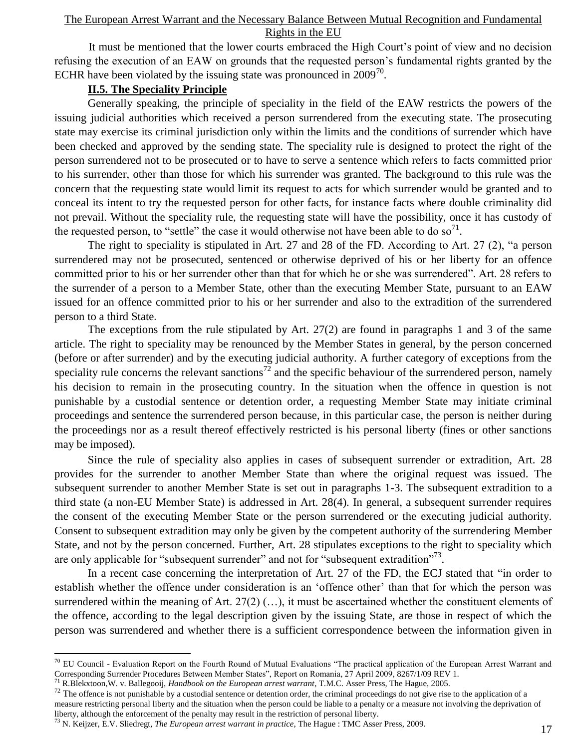It must be mentioned that the lower courts embraced the High Court's point of view and no decision refusing the execution of an EAW on grounds that the requested person's fundamental rights granted by the ECHR have been violated by the issuing state was pronounced in 2009[70].

## II.5. The Speciality Principle

Generally speaking, the principle of speciality in the field of the EAW restricts the powers of the issuing judicial authorities which received a person surrendered from the executing state. The prosecuting state may exercise its criminal jurisdiction only within the limits and the conditions of surrender which have been checked and approved by the sending state. The speciality rule is designed to protect the right of the person surrendered not to be prosecuted or to have to serve a sentence which refers to facts committed prior to his surrender, other than those for which his surrender was granted. The background to this rule was the concern that the requesting state would limit its request to acts for which surrender would be granted and to conceal its intent to try the requested person for other facts, for instance facts where double criminality did not prevail. Without the speciality rule, the requesting state will have the possibility, once it has custody of the requested person, to "settle" the case it would otherwise not have been able to do so[71].

The right to speciality is stipulated in Art. 27 and 28 of the FD. According to Art. 27 (2), "a person surrendered may not be prosecuted, sentenced or otherwise deprived of his or her liberty for an offence committed prior to his or her surrender other than that for which he or she was surrendered". Art. 28 refers to the surrender of a person to a Member State, other than the executing Member State, pursuant to an EAW issued for an offence committed prior to his or her surrender and also to the extradition of the surrendered person to a third State.

The exceptions from the rule stipulated by Art. 27(2) are found in paragraphs 1 and 3 of the same article. The right to speciality may be renounced by the Member States in general, by the person concerned (before or after surrender) and by the executing judicial authority. A further category of exceptions from the speciality rule concerns the relevant sanctions[72] and the specific behaviour of the surrendered person, namely his decision to remain in the prosecuting country. In the situation when the offence in question is not punishable by a custodial sentence or detention order, a requesting Member State may initiate criminal proceedings and sentence the surrendered person because, in this particular case, the person is neither during the proceedings nor as a result thereof effectively restricted is his personal liberty (fines or other sanctions may be imposed).

Since the rule of speciality also applies in cases of subsequent surrender or extradition, Art. 28 provides for the surrender to another Member State than where the original request was issued. The subsequent surrender to another Member State is set out in paragraphs 1-3. The subsequent extradition to a third state (a non-EU Member State) is addressed in Art. 28(4). In general, a subsequent surrender requires the consent of the executing Member State or the person surrendered or the executing judicial authority. Consent to subsequent extradition may only be given by the competent authority of the surrendering Member State, and not by the person concerned. Further, Art. 28 stipulates exceptions to the right to speciality which are only applicable for "subsequent surrender" and not for "subsequent extradition"[73].

In a recent case concerning the interpretation of Art. 27 of the FD, the ECJ stated that "in order to establish whether the offence under consideration is an 'offence other' than that for which the person was surrendered within the meaning of Art. 27(2) (…), it must be ascertained whether the constituent elements of the offence, according to the legal description given by the issuing State, are those in respect of which the person was surrendered and whether there is a sufficient correspondence between the information given in

---

[70] EU Council - Evaluation Report on the Fourth Round of Mutual Evaluations "The practical application of the European Arrest Warrant and Corresponding Surrender Procedures Between Member States", Report on Romania, 27 April 2009, 8267/1/09 REV 1.

[71] R.Blekxtoon,W. v. Ballegooij, *Handbook on the European arrest warrant*, T.M.C. Asser Press, The Hague, 2005.

[72] The offence is not punishable by a custodial sentence or detention order, the criminal proceedings do not give rise to the application of a measure restricting personal liberty and the situation when the person could be liable to a penalty or a measure not involving the deprivation of liberty, although the enforcement of the penalty may result in the restriction of personal liberty.

[73] N. Keijzer, E.V. Sliedregt, *The European arrest warrant in practice*, The Hague : TMC Asser Press, 2009.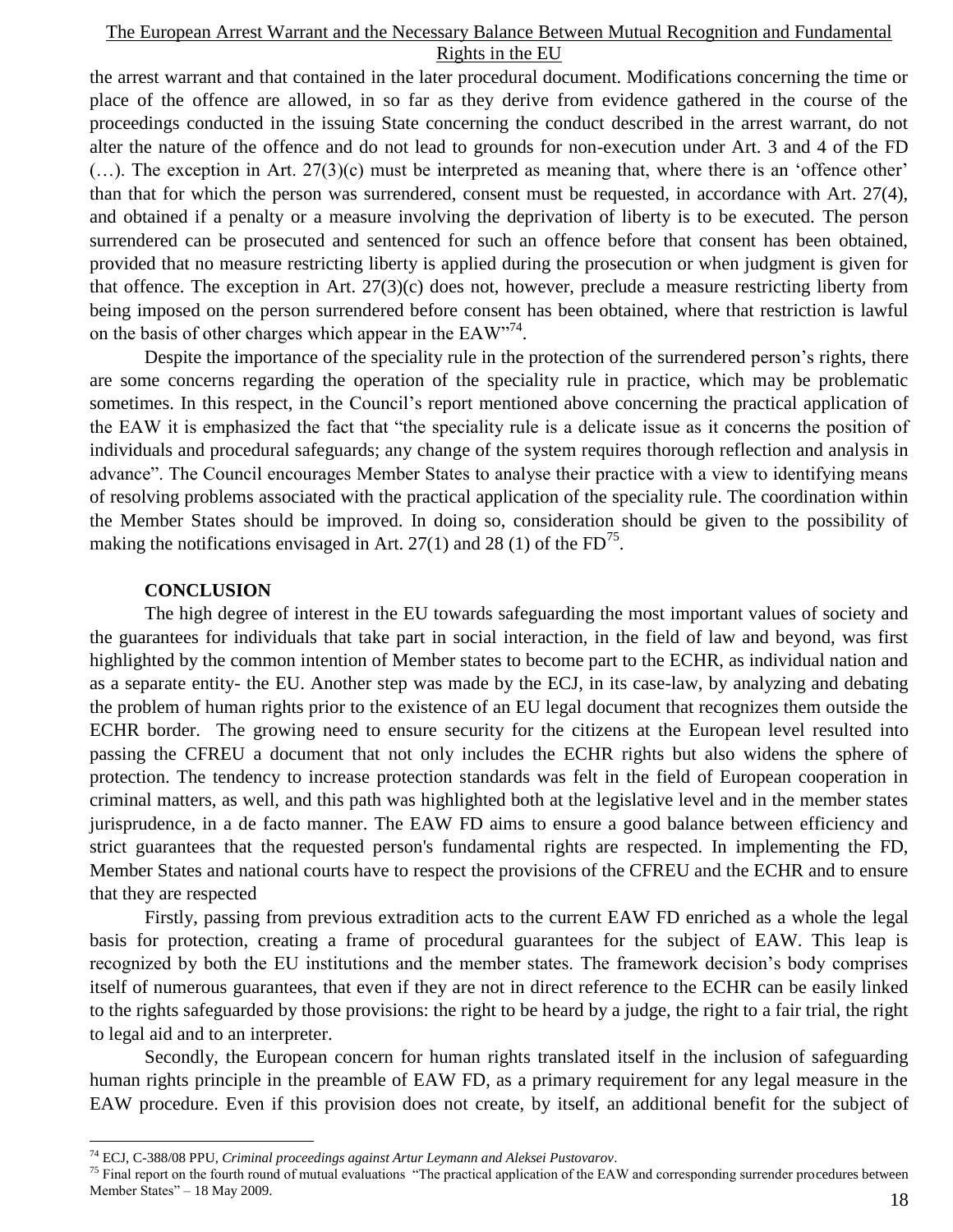the arrest warrant and that contained in the later procedural document. Modifications concerning the time or place of the offence are allowed, in so far as they derive from evidence gathered in the course of the proceedings conducted in the issuing State concerning the conduct described in the arrest warrant, do not alter the nature of the offence and do not lead to grounds for non-execution under Art. 3 and 4 of the FD (…). The exception in Art. 27(3)(c) must be interpreted as meaning that, where there is an 'offence other' than that for which the person was surrendered, consent must be requested, in accordance with Art. 27(4), and obtained if a penalty or a measure involving the deprivation of liberty is to be executed. The person surrendered can be prosecuted and sentenced for such an offence before that consent has been obtained, provided that no measure restricting liberty is applied during the prosecution or when judgment is given for that offence. The exception in Art. 27(3)(c) does not, however, preclude a measure restricting liberty from being imposed on the person surrendered before consent has been obtained, where that restriction is lawful on the basis of other charges which appear in the EAW"[74].

Despite the importance of the speciality rule in the protection of the surrendered person's rights, there are some concerns regarding the operation of the speciality rule in practice, which may be problematic sometimes. In this respect, in the Council's report mentioned above concerning the practical application of the EAW it is emphasized the fact that "the speciality rule is a delicate issue as it concerns the position of individuals and procedural safeguards; any change of the system requires thorough reflection and analysis in advance". The Council encourages Member States to analyse their practice with a view to identifying means of resolving problems associated with the practical application of the speciality rule. The coordination within the Member States should be improved. In doing so, consideration should be given to the possibility of making the notifications envisaged in Art. 27(1) and 28 (1) of the FD[75].

## CONCLUSION

The high degree of interest in the EU towards safeguarding the most important values of society and the guarantees for individuals that take part in social interaction, in the field of law and beyond, was first highlighted by the common intention of Member states to become part to the ECHR, as individual nation and as a separate entity- the EU. Another step was made by the ECJ, in its case-law, by analyzing and debating the problem of human rights prior to the existence of an EU legal document that recognizes them outside the ECHR border. The growing need to ensure security for the citizens at the European level resulted into passing the CFREU a document that not only includes the ECHR rights but also widens the sphere of protection. The tendency to increase protection standards was felt in the field of European cooperation in criminal matters, as well, and this path was highlighted both at the legislative level and in the member states jurisprudence, in a de facto manner. The EAW FD aims to ensure a good balance between efficiency and strict guarantees that the requested person's fundamental rights are respected. In implementing the FD, Member States and national courts have to respect the provisions of the CFREU and the ECHR and to ensure that they are respected

Firstly, passing from previous extradition acts to the current EAW FD enriched as a whole the legal basis for protection, creating a frame of procedural guarantees for the subject of EAW. This leap is recognized by both the EU institutions and the member states. The framework decision's body comprises itself of numerous guarantees, that even if they are not in direct reference to the ECHR can be easily linked to the rights safeguarded by those provisions: the right to be heard by a judge, the right to a fair trial, the right to legal aid and to an interpreter.

Secondly, the European concern for human rights translated itself in the inclusion of safeguarding human rights principle in the preamble of EAW FD, as a primary requirement for any legal measure in the EAW procedure. Even if this provision does not create, by itself, an additional benefit for the subject of

---

[74] ECJ, C-388/08 PPU, *Criminal proceedings against Artur Leymann and Aleksei Pustovarov*.

[75] Final report on the fourth round of mutual evaluations "The practical application of the EAW and corresponding surrender procedures between Member States" – 18 May 2009.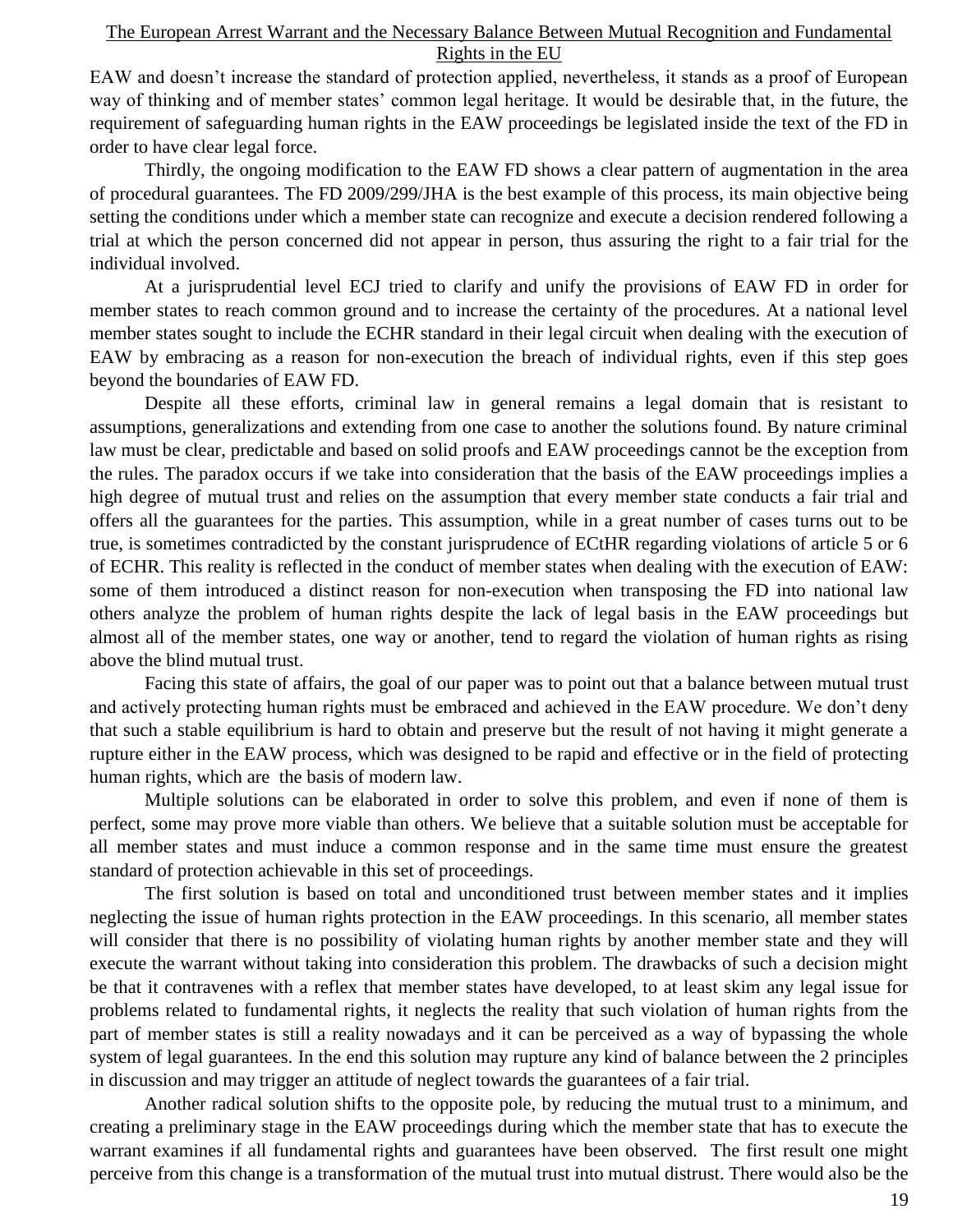EAW and doesn't increase the standard of protection applied, nevertheless, it stands as a proof of European way of thinking and of member states' common legal heritage. It would be desirable that, in the future, the requirement of safeguarding human rights in the EAW proceedings be legislated inside the text of the FD in order to have clear legal force.

Thirdly, the ongoing modification to the EAW FD shows a clear pattern of augmentation in the area of procedural guarantees. The FD 2009/299/JHA is the best example of this process, its main objective being setting the conditions under which a member state can recognize and execute a decision rendered following a trial at which the person concerned did not appear in person, thus assuring the right to a fair trial for the individual involved.

At a jurisprudential level ECJ tried to clarify and unify the provisions of EAW FD in order for member states to reach common ground and to increase the certainty of the procedures. At a national level member states sought to include the ECHR standard in their legal circuit when dealing with the execution of EAW by embracing as a reason for non-execution the breach of individual rights, even if this step goes beyond the boundaries of EAW FD.

Despite all these efforts, criminal law in general remains a legal domain that is resistant to assumptions, generalizations and extending from one case to another the solutions found. By nature criminal law must be clear, predictable and based on solid proofs and EAW proceedings cannot be the exception from the rules. The paradox occurs if we take into consideration that the basis of the EAW proceedings implies a high degree of mutual trust and relies on the assumption that every member state conducts a fair trial and offers all the guarantees for the parties. This assumption, while in a great number of cases turns out to be true, is sometimes contradicted by the constant jurisprudence of ECtHR regarding violations of article 5 or 6 of ECHR. This reality is reflected in the conduct of member states when dealing with the execution of EAW: some of them introduced a distinct reason for non-execution when transposing the FD into national law others analyze the problem of human rights despite the lack of legal basis in the EAW proceedings but almost all of the member states, one way or another, tend to regard the violation of human rights as rising above the blind mutual trust.

Facing this state of affairs, the goal of our paper was to point out that a balance between mutual trust and actively protecting human rights must be embraced and achieved in the EAW procedure. We don't deny that such a stable equilibrium is hard to obtain and preserve but the result of not having it might generate a rupture either in the EAW process, which was designed to be rapid and effective or in the field of protecting human rights, which are the basis of modern law.

Multiple solutions can be elaborated in order to solve this problem, and even if none of them is perfect, some may prove more viable than others. We believe that a suitable solution must be acceptable for all member states and must induce a common response and in the same time must ensure the greatest standard of protection achievable in this set of proceedings.

The first solution is based on total and unconditioned trust between member states and it implies neglecting the issue of human rights protection in the EAW proceedings. In this scenario, all member states will consider that there is no possibility of violating human rights by another member state and they will execute the warrant without taking into consideration this problem. The drawbacks of such a decision might be that it contravenes with a reflex that member states have developed, to at least skim any legal issue for problems related to fundamental rights, it neglects the reality that such violation of human rights from the part of member states is still a reality nowadays and it can be perceived as a way of bypassing the whole system of legal guarantees. In the end this solution may rupture any kind of balance between the 2 principles in discussion and may trigger an attitude of neglect towards the guarantees of a fair trial.

Another radical solution shifts to the opposite pole, by reducing the mutual trust to a minimum, and creating a preliminary stage in the EAW proceedings during which the member state that has to execute the warrant examines if all fundamental rights and guarantees have been observed. The first result one might perceive from this change is a transformation of the mutual trust into mutual distrust. There would also be the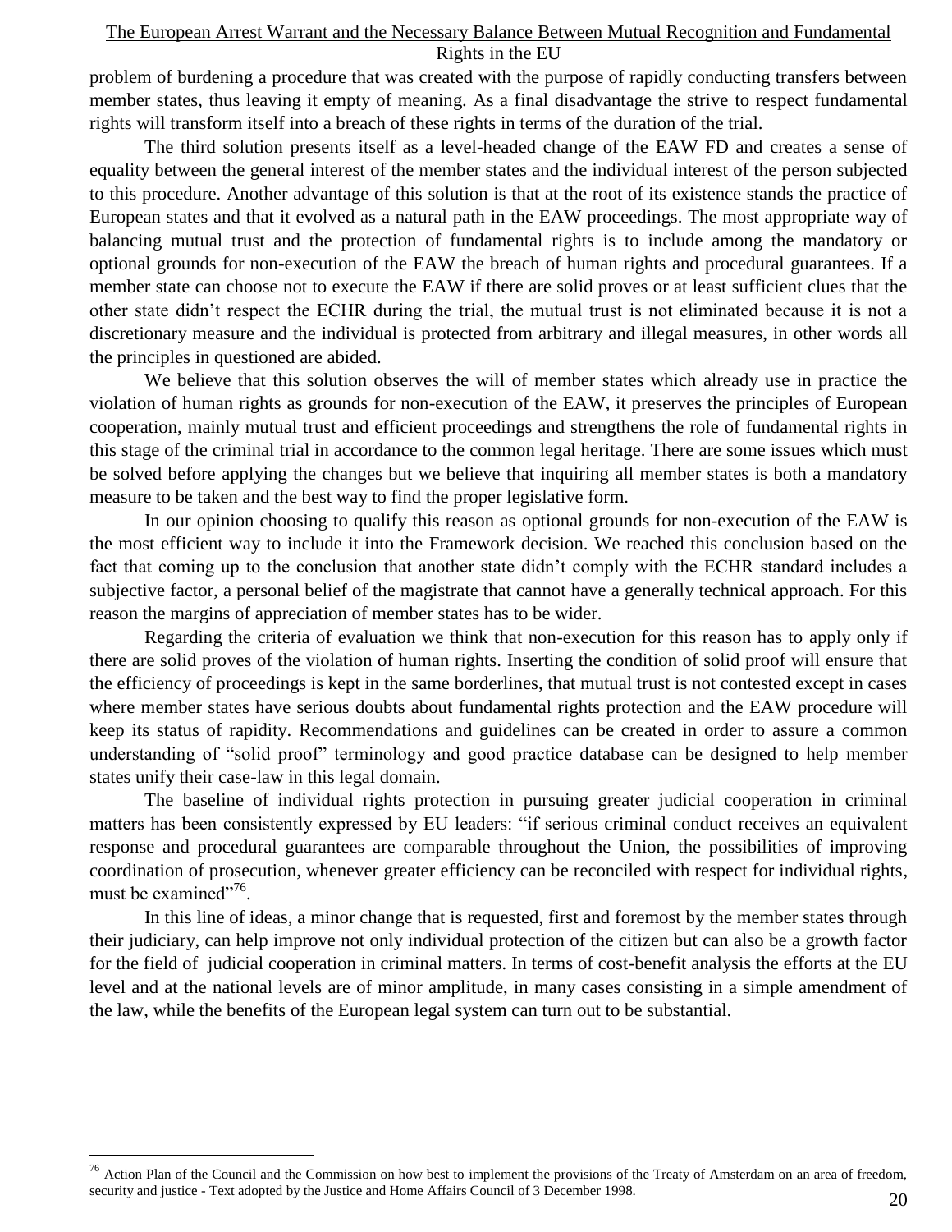problem of burdening a procedure that was created with the purpose of rapidly conducting transfers between member states, thus leaving it empty of meaning. As a final disadvantage the strive to respect fundamental rights will transform itself into a breach of these rights in terms of the duration of the trial.

The third solution presents itself as a level-headed change of the EAW FD and creates a sense of equality between the general interest of the member states and the individual interest of the person subjected to this procedure. Another advantage of this solution is that at the root of its existence stands the practice of European states and that it evolved as a natural path in the EAW proceedings. The most appropriate way of balancing mutual trust and the protection of fundamental rights is to include among the mandatory or optional grounds for non-execution of the EAW the breach of human rights and procedural guarantees. If a member state can choose not to execute the EAW if there are solid proves or at least sufficient clues that the other state didn't respect the ECHR during the trial, the mutual trust is not eliminated because it is not a discretionary measure and the individual is protected from arbitrary and illegal measures, in other words all the principles in questioned are abided.

We believe that this solution observes the will of member states which already use in practice the violation of human rights as grounds for non-execution of the EAW, it preserves the principles of European cooperation, mainly mutual trust and efficient proceedings and strengthens the role of fundamental rights in this stage of the criminal trial in accordance to the common legal heritage. There are some issues which must be solved before applying the changes but we believe that inquiring all member states is both a mandatory measure to be taken and the best way to find the proper legislative form.

In our opinion choosing to qualify this reason as optional grounds for non-execution of the EAW is the most efficient way to include it into the Framework decision. We reached this conclusion based on the fact that coming up to the conclusion that another state didn't comply with the ECHR standard includes a subjective factor, a personal belief of the magistrate that cannot have a generally technical approach. For this reason the margins of appreciation of member states has to be wider.

Regarding the criteria of evaluation we think that non-execution for this reason has to apply only if there are solid proves of the violation of human rights. Inserting the condition of solid proof will ensure that the efficiency of proceedings is kept in the same borderlines, that mutual trust is not contested except in cases where member states have serious doubts about fundamental rights protection and the EAW procedure will keep its status of rapidity. Recommendations and guidelines can be created in order to assure a common understanding of "solid proof" terminology and good practice database can be designed to help member states unify their case-law in this legal domain.

The baseline of individual rights protection in pursuing greater judicial cooperation in criminal matters has been consistently expressed by EU leaders: "if serious criminal conduct receives an equivalent response and procedural guarantees are comparable throughout the Union, the possibilities of improving coordination of prosecution, whenever greater efficiency can be reconciled with respect for individual rights, must be examined"[76].

In this line of ideas, a minor change that is requested, first and foremost by the member states through their judiciary, can help improve not only individual protection of the citizen but can also be a growth factor for the field of judicial cooperation in criminal matters. In terms of cost-benefit analysis the efforts at the EU level and at the national levels are of minor amplitude, in many cases consisting in a simple amendment of the law, while the benefits of the European legal system can turn out to be substantial.

---

[76] Action Plan of the Council and the Commission on how best to implement the provisions of the Treaty of Amsterdam on an area of freedom, security and justice - Text adopted by the Justice and Home Affairs Council of 3 December 1998.